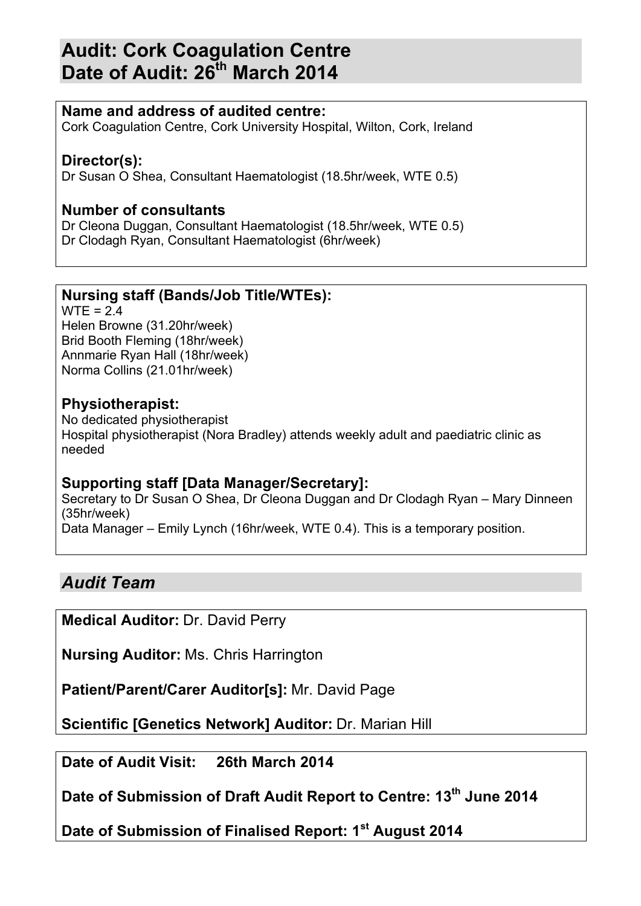# Audit: Cork Coagulation Centre
# Date of Audit: 26th March 2014

### Name and address of audited centre:
Cork Coagulation Centre, Cork University Hospital, Wilton, Cork, Ireland

### Director(s):
Dr Susan O Shea, Consultant Haematologist (18.5hr/week, WTE 0.5)

### Number of consultants
Dr Cleona Duggan, Consultant Haematologist (18.5hr/week, WTE 0.5)
Dr Clodagh Ryan, Consultant Haematologist (6hr/week)

### Nursing staff (Bands/Job Title/WTEs):
WTE = 2.4
Helen Browne (31.20hr/week)
Brid Booth Fleming (18hr/week)
Annmarie Ryan Hall (18hr/week)
Norma Collins (21.01hr/week)

### Physiotherapist:
No dedicated physiotherapist
Hospital physiotherapist (Nora Bradley) attends weekly adult and paediatric clinic as needed

### Supporting staff [Data Manager/Secretary]:
Secretary to Dr Susan O Shea, Dr Cleona Duggan and Dr Clodagh Ryan – Mary Dinneen (35hr/week)
Data Manager – Emily Lynch (16hr/week, WTE 0.4). This is a temporary position.

## *Audit Team*

**Medical Auditor:** Dr. David Perry

**Nursing Auditor:** Ms. Chris Harrington

**Patient/Parent/Carer Auditor[s]:** Mr. David Page

**Scientific [Genetics Network] Auditor:** Dr. Marian Hill

**Date of Audit Visit: 26th March 2014**

**Date of Submission of Draft Audit Report to Centre: 13th June 2014**

**Date of Submission of Finalised Report: 1st August 2014**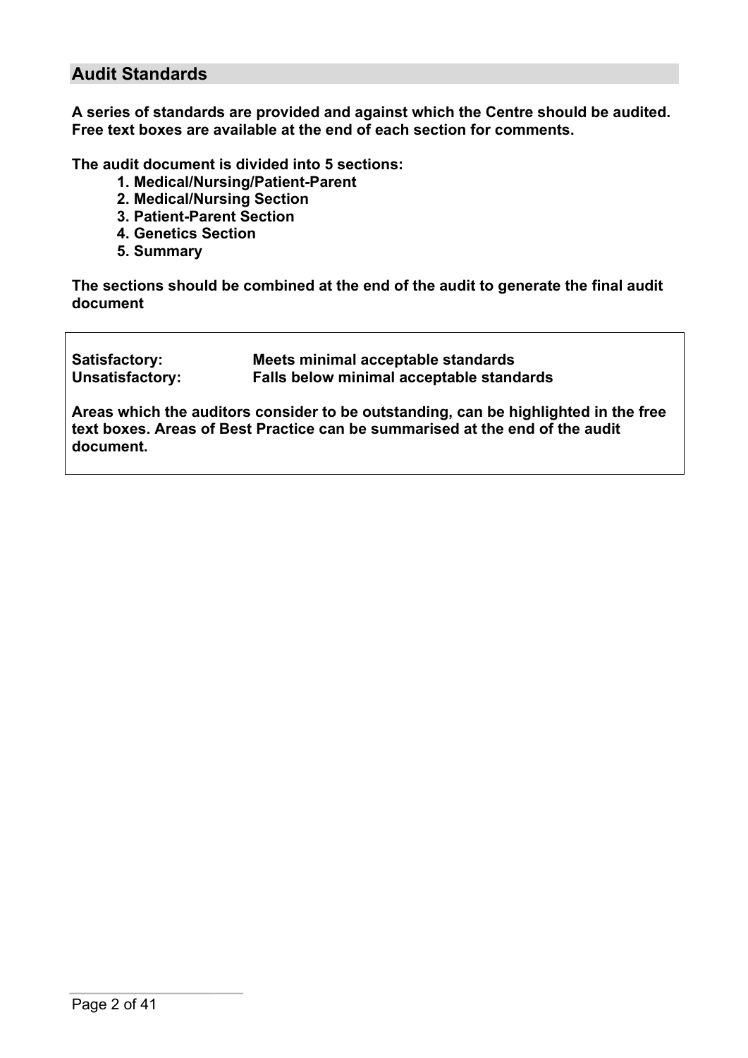## Audit Standards

**A series of standards are provided and against which the Centre should be audited. Free text boxes are available at the end of each section for comments.**

**The audit document is divided into 5 sections:**

1. **Medical/Nursing/Patient-Parent**
2. **Medical/Nursing Section**
3. **Patient-Parent Section**
4. **Genetics Section**
5. **Summary**

**The sections should be combined at the end of the audit to generate the final audit document**

| | |
|---|---|
| **Satisfactory:** | **Meets minimal acceptable standards** |
| **Unsatisfactory:** | **Falls below minimal acceptable standards** |

**Areas which the auditors consider to be outstanding, can be highlighted in the free text boxes. Areas of Best Practice can be summarised at the end of the audit document.**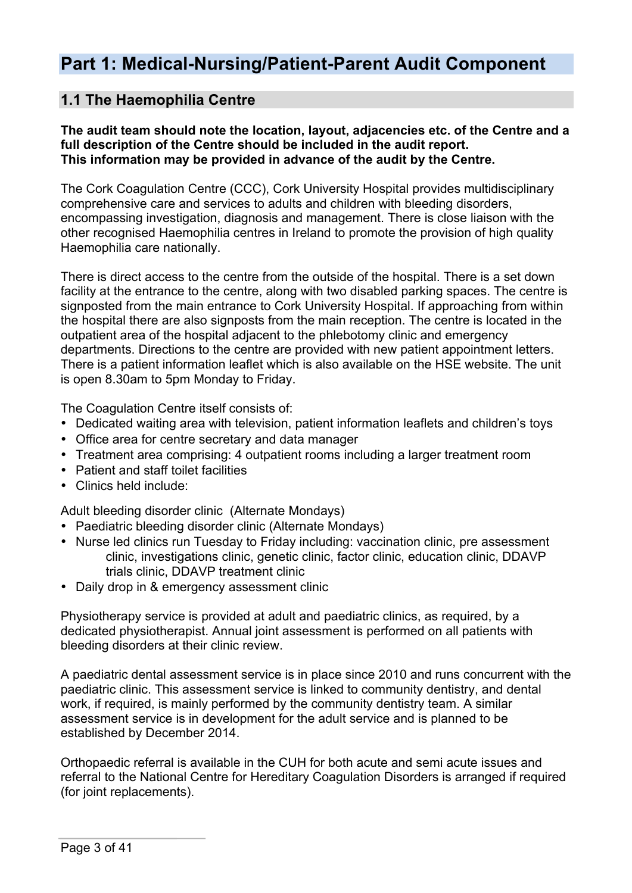# Part 1: Medical-Nursing/Patient-Parent Audit Component

## 1.1 The Haemophilia Centre

**The audit team should note the location, layout, adjacencies etc. of the Centre and a full description of the Centre should be included in the audit report.**
**This information may be provided in advance of the audit by the Centre.**

The Cork Coagulation Centre (CCC), Cork University Hospital provides multidisciplinary comprehensive care and services to adults and children with bleeding disorders, encompassing investigation, diagnosis and management. There is close liaison with the other recognised Haemophilia centres in Ireland to promote the provision of high quality Haemophilia care nationally.

There is direct access to the centre from the outside of the hospital. There is a set down facility at the entrance to the centre, along with two disabled parking spaces. The centre is signposted from the main entrance to Cork University Hospital. If approaching from within the hospital there are also signposts from the main reception. The centre is located in the outpatient area of the hospital adjacent to the phlebotomy clinic and emergency departments. Directions to the centre are provided with new patient appointment letters. There is a patient information leaflet which is also available on the HSE website. The unit is open 8.30am to 5pm Monday to Friday.

The Coagulation Centre itself consists of:

- Dedicated waiting area with television, patient information leaflets and children's toys
- Office area for centre secretary and data manager
- Treatment area comprising: 4 outpatient rooms including a larger treatment room
- Patient and staff toilet facilities
- Clinics held include:

Adult bleeding disorder clinic (Alternate Mondays)

- Paediatric bleeding disorder clinic (Alternate Mondays)
- Nurse led clinics run Tuesday to Friday including: vaccination clinic, pre assessment clinic, investigations clinic, genetic clinic, factor clinic, education clinic, DDAVP trials clinic, DDAVP treatment clinic
- Daily drop in & emergency assessment clinic

Physiotherapy service is provided at adult and paediatric clinics, as required, by a dedicated physiotherapist. Annual joint assessment is performed on all patients with bleeding disorders at their clinic review.

A paediatric dental assessment service is in place since 2010 and runs concurrent with the paediatric clinic. This assessment service is linked to community dentistry, and dental work, if required, is mainly performed by the community dentistry team. A similar assessment service is in development for the adult service and is planned to be established by December 2014.

Orthopaedic referral is available in the CUH for both acute and semi acute issues and referral to the National Centre for Hereditary Coagulation Disorders is arranged if required (for joint replacements).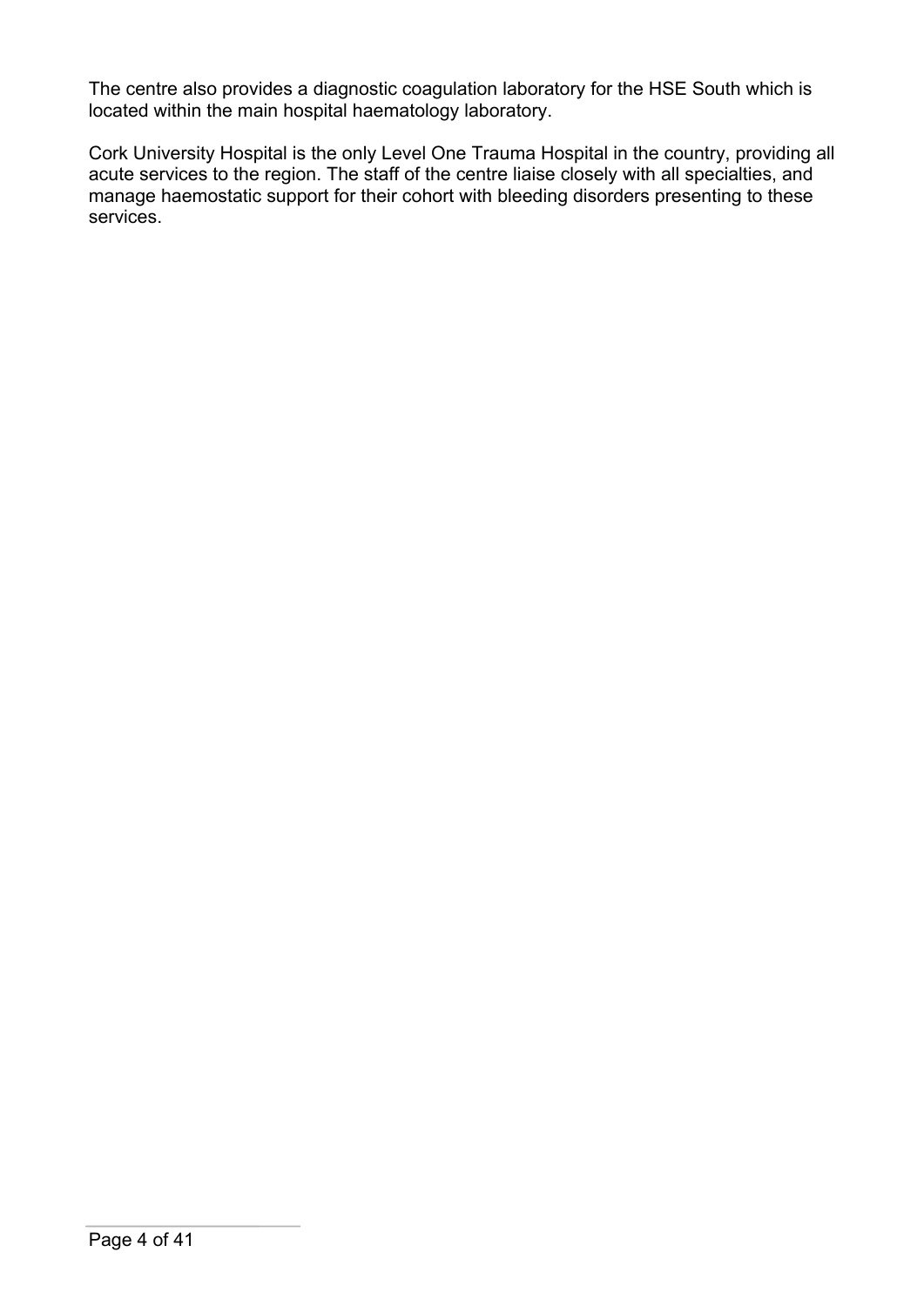The centre also provides a diagnostic coagulation laboratory for the HSE South which is located within the main hospital haematology laboratory.

Cork University Hospital is the only Level One Trauma Hospital in the country, providing all acute services to the region. The staff of the centre liaise closely with all specialties, and manage haemostatic support for their cohort with bleeding disorders presenting to these services.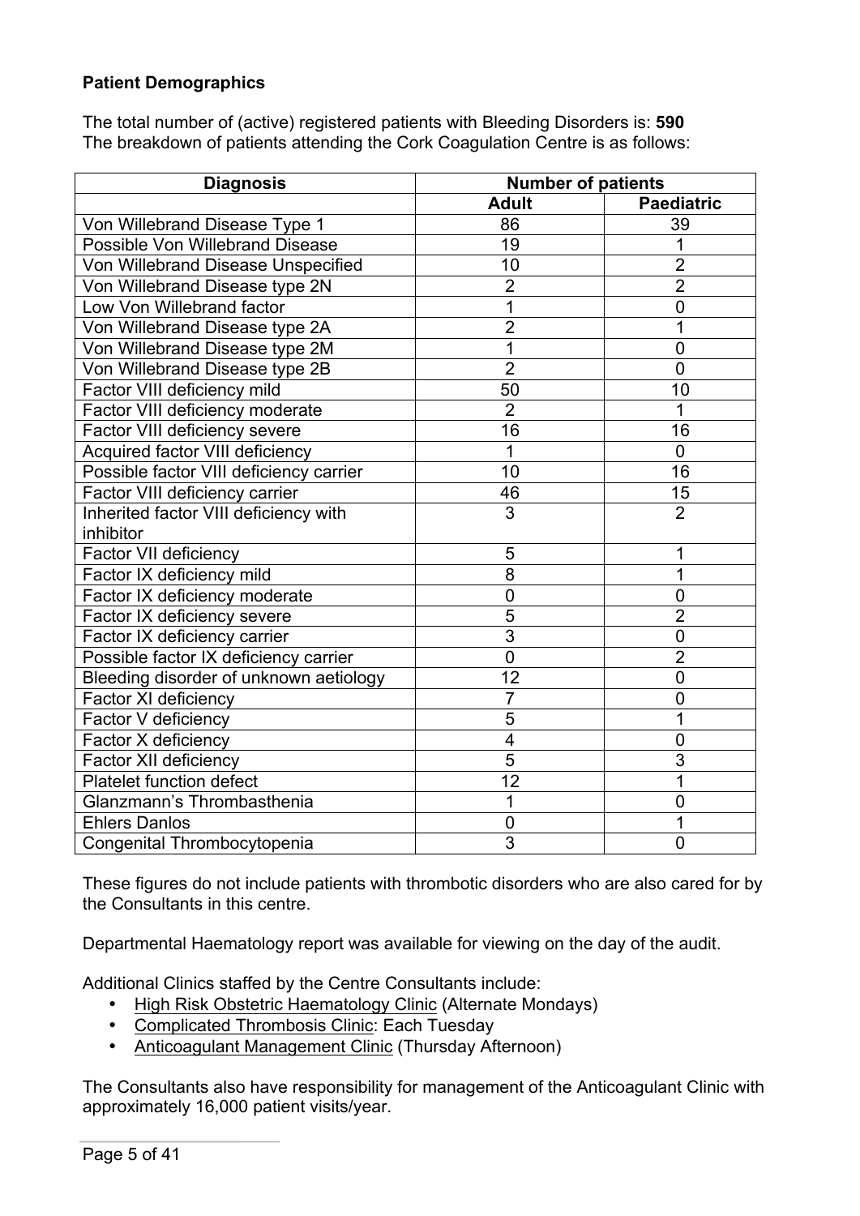**Patient Demographics**

The total number of (active) registered patients with Bleeding Disorders is: **590**
The breakdown of patients attending the Cork Coagulation Centre is as follows:

| Diagnosis | Number of patients | |
|---|---|---|
| | **Adult** | **Paediatric** |
| Von Willebrand Disease Type 1 | 86 | 39 |
| Possible Von Willebrand Disease | 19 | 1 |
| Von Willebrand Disease Unspecified | 10 | 2 |
| Von Willebrand Disease type 2N | 2 | 2 |
| Low Von Willebrand factor | 1 | 0 |
| Von Willebrand Disease type 2A | 2 | 1 |
| Von Willebrand Disease type 2M | 1 | 0 |
| Von Willebrand Disease type 2B | 2 | 0 |
| Factor VIII deficiency mild | 50 | 10 |
| Factor VIII deficiency moderate | 2 | 1 |
| Factor VIII deficiency severe | 16 | 16 |
| Acquired factor VIII deficiency | 1 | 0 |
| Possible factor VIII deficiency carrier | 10 | 16 |
| Factor VIII deficiency carrier | 46 | 15 |
| Inherited factor VIII deficiency with inhibitor | 3 | 2 |
| Factor VII deficiency | 5 | 1 |
| Factor IX deficiency mild | 8 | 1 |
| Factor IX deficiency moderate | 0 | 0 |
| Factor IX deficiency severe | 5 | 2 |
| Factor IX deficiency carrier | 3 | 0 |
| Possible factor IX deficiency carrier | 0 | 2 |
| Bleeding disorder of unknown aetiology | 12 | 0 |
| Factor XI deficiency | 7 | 0 |
| Factor V deficiency | 5 | 1 |
| Factor X deficiency | 4 | 0 |
| Factor XII deficiency | 5 | 3 |
| Platelet function defect | 12 | 1 |
| Glanzmann's Thrombasthenia | 1 | 0 |
| Ehlers Danlos | 0 | 1 |
| Congenital Thrombocytopenia | 3 | 0 |

These figures do not include patients with thrombotic disorders who are also cared for by the Consultants in this centre.

Departmental Haematology report was available for viewing on the day of the audit.

Additional Clinics staffed by the Centre Consultants include:

- High Risk Obstetric Haematology Clinic (Alternate Mondays)
- Complicated Thrombosis Clinic: Each Tuesday
- Anticoagulant Management Clinic (Thursday Afternoon)

The Consultants also have responsibility for management of the Anticoagulant Clinic with approximately 16,000 patient visits/year.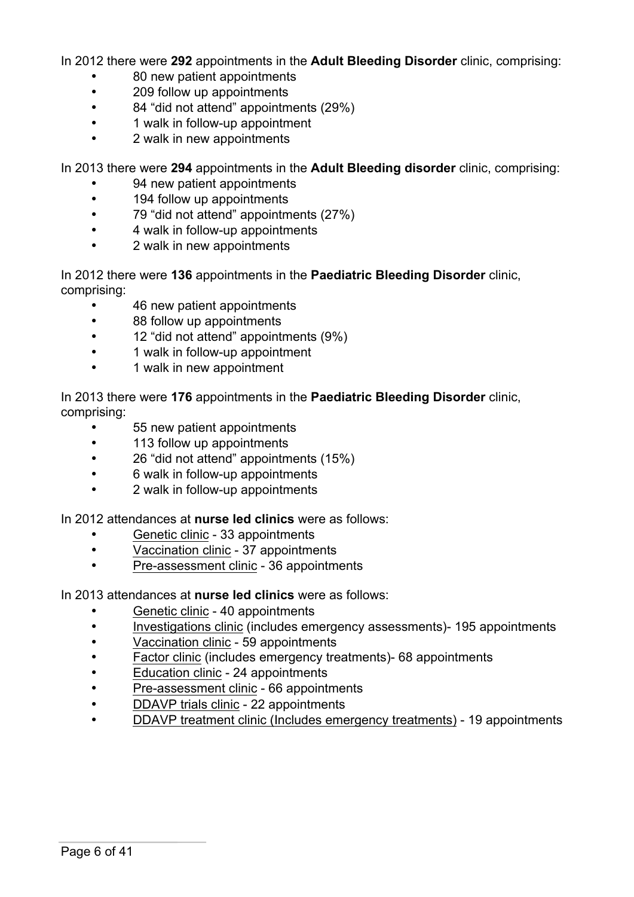In 2012 there were **292** appointments in the **Adult Bleeding Disorder** clinic, comprising:

- 80 new patient appointments
- 209 follow up appointments
- 84 "did not attend" appointments (29%)
- 1 walk in follow-up appointment
- 2 walk in new appointments

In 2013 there were **294** appointments in the **Adult Bleeding disorder** clinic, comprising:

- 94 new patient appointments
- 194 follow up appointments
- 79 "did not attend" appointments (27%)
- 4 walk in follow-up appointments
- 2 walk in new appointments

In 2012 there were **136** appointments in the **Paediatric Bleeding Disorder** clinic, comprising:

- 46 new patient appointments
- 88 follow up appointments
- 12 "did not attend" appointments (9%)
- 1 walk in follow-up appointment
- 1 walk in new appointment

In 2013 there were **176** appointments in the **Paediatric Bleeding Disorder** clinic, comprising:

- 55 new patient appointments
- 113 follow up appointments
- 26 "did not attend" appointments (15%)
- 6 walk in follow-up appointments
- 2 walk in follow-up appointments

In 2012 attendances at **nurse led clinics** were as follows:

- Genetic clinic - 33 appointments
- Vaccination clinic - 37 appointments
- Pre-assessment clinic - 36 appointments

In 2013 attendances at **nurse led clinics** were as follows:

- Genetic clinic - 40 appointments
- Investigations clinic (includes emergency assessments)- 195 appointments
- Vaccination clinic - 59 appointments
- Factor clinic (includes emergency treatments)- 68 appointments
- Education clinic - 24 appointments
- Pre-assessment clinic - 66 appointments
- DDAVP trials clinic - 22 appointments
- DDAVP treatment clinic (Includes emergency treatments) - 19 appointments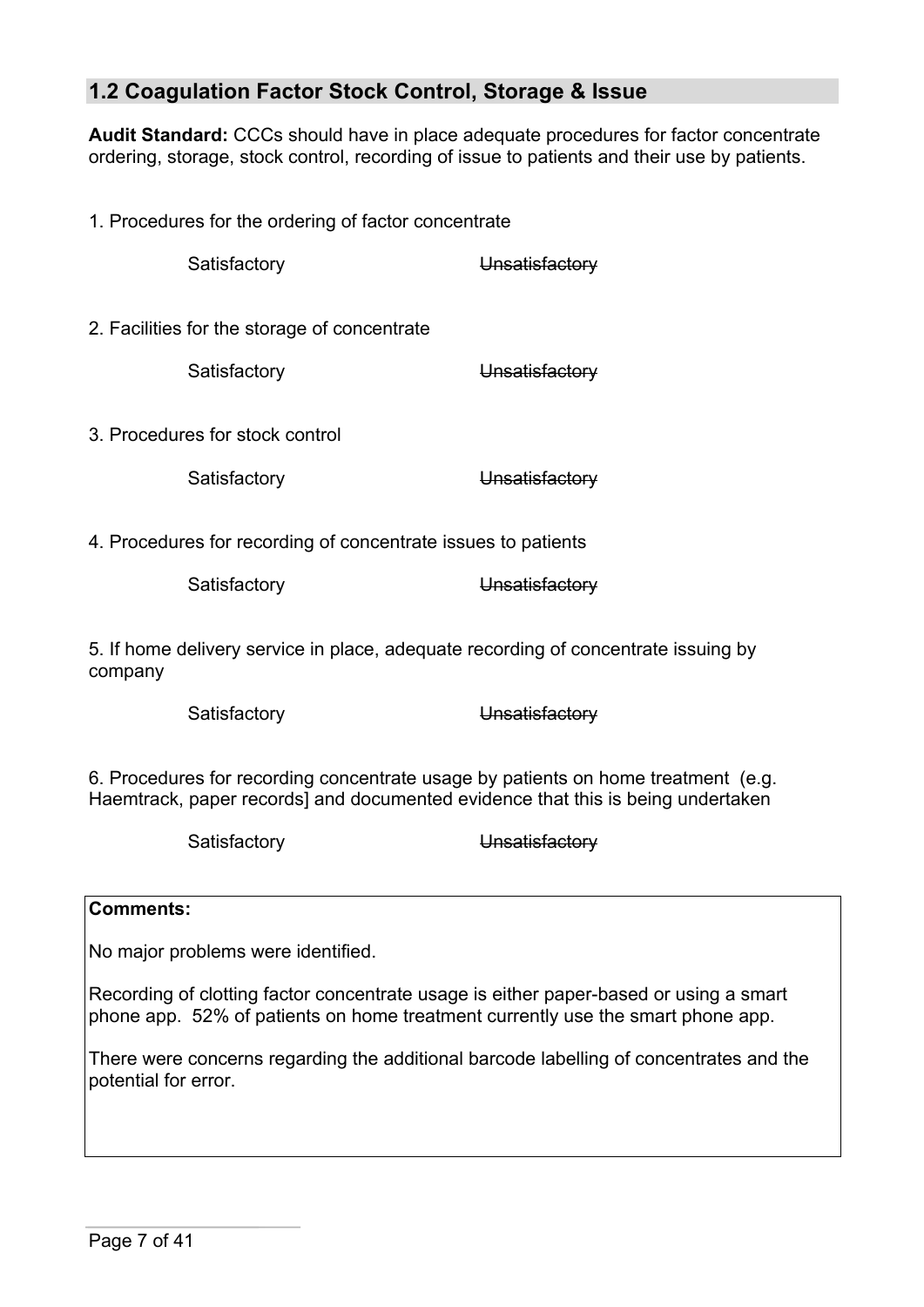## 1.2 Coagulation Factor Stock Control, Storage & Issue

**Audit Standard:** CCCs should have in place adequate procedures for factor concentrate ordering, storage, stock control, recording of issue to patients and their use by patients.

1. Procedures for the ordering of factor concentrate

   Satisfactory ~~Unsatisfactory~~

2. Facilities for the storage of concentrate

   Satisfactory ~~Unsatisfactory~~

3. Procedures for stock control

   Satisfactory ~~Unsatisfactory~~

4. Procedures for recording of concentrate issues to patients

   Satisfactory ~~Unsatisfactory~~

5. If home delivery service in place, adequate recording of concentrate issuing by company

   Satisfactory ~~Unsatisfactory~~

6. Procedures for recording concentrate usage by patients on home treatment (e.g. Haemtrack, paper records] and documented evidence that this is being undertaken

   Satisfactory ~~Unsatisfactory~~

**Comments:**

No major problems were identified.

Recording of clotting factor concentrate usage is either paper-based or using a smart phone app. 52% of patients on home treatment currently use the smart phone app.

There were concerns regarding the additional barcode labelling of concentrates and the potential for error.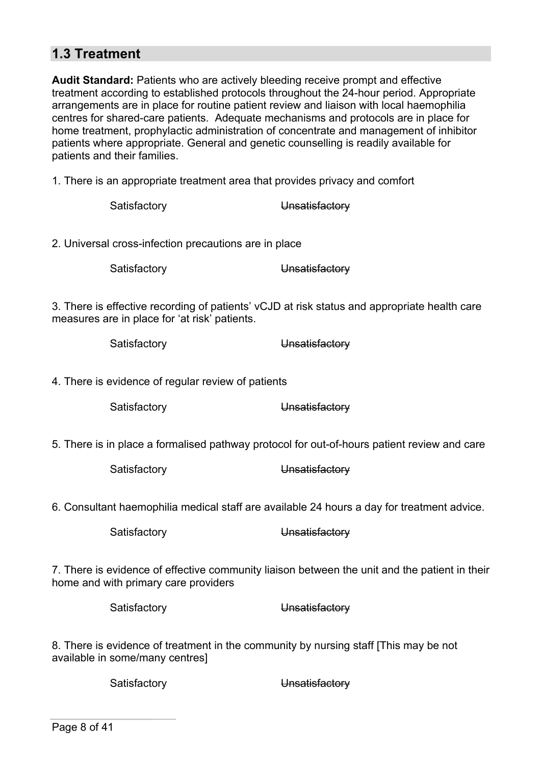## 1.3 Treatment

**Audit Standard:** Patients who are actively bleeding receive prompt and effective treatment according to established protocols throughout the 24-hour period. Appropriate arrangements are in place for routine patient review and liaison with local haemophilia centres for shared-care patients. Adequate mechanisms and protocols are in place for home treatment, prophylactic administration of concentrate and management of inhibitor patients where appropriate. General and genetic counselling is readily available for patients and their families.

1. There is an appropriate treatment area that provides privacy and comfort

Satisfactory ~~Unsatisfactory~~

2. Universal cross-infection precautions are in place

Satisfactory ~~Unsatisfactory~~

3. There is effective recording of patients' vCJD at risk status and appropriate health care measures are in place for 'at risk' patients.

Satisfactory ~~Unsatisfactory~~

4. There is evidence of regular review of patients

Satisfactory ~~Unsatisfactory~~

5. There is in place a formalised pathway protocol for out-of-hours patient review and care

Satisfactory ~~Unsatisfactory~~

6. Consultant haemophilia medical staff are available 24 hours a day for treatment advice.

Satisfactory ~~Unsatisfactory~~

7. There is evidence of effective community liaison between the unit and the patient in their home and with primary care providers

Satisfactory ~~Unsatisfactory~~

8. There is evidence of treatment in the community by nursing staff [This may be not available in some/many centres]

Satisfactory ~~Unsatisfactory~~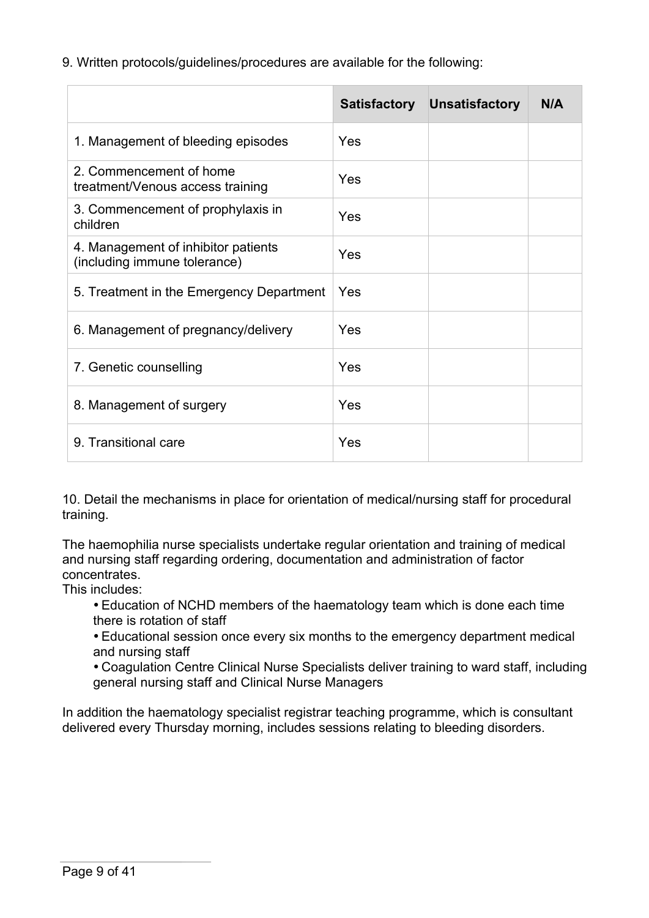9. Written protocols/guidelines/procedures are available for the following:

| | Satisfactory | Unsatisfactory | N/A |
|---|---|---|---|
| 1. Management of bleeding episodes | Yes | | |
| 2. Commencement of home treatment/Venous access training | Yes | | |
| 3. Commencement of prophylaxis in children | Yes | | |
| 4. Management of inhibitor patients (including immune tolerance) | Yes | | |
| 5. Treatment in the Emergency Department | Yes | | |
| 6. Management of pregnancy/delivery | Yes | | |
| 7. Genetic counselling | Yes | | |
| 8. Management of surgery | Yes | | |
| 9. Transitional care | Yes | | |

10. Detail the mechanisms in place for orientation of medical/nursing staff for procedural training.

The haemophilia nurse specialists undertake regular orientation and training of medical and nursing staff regarding ordering, documentation and administration of factor concentrates.
This includes:

- Education of NCHD members of the haematology team which is done each time there is rotation of staff
- Educational session once every six months to the emergency department medical and nursing staff
- Coagulation Centre Clinical Nurse Specialists deliver training to ward staff, including general nursing staff and Clinical Nurse Managers

In addition the haematology specialist registrar teaching programme, which is consultant delivered every Thursday morning, includes sessions relating to bleeding disorders.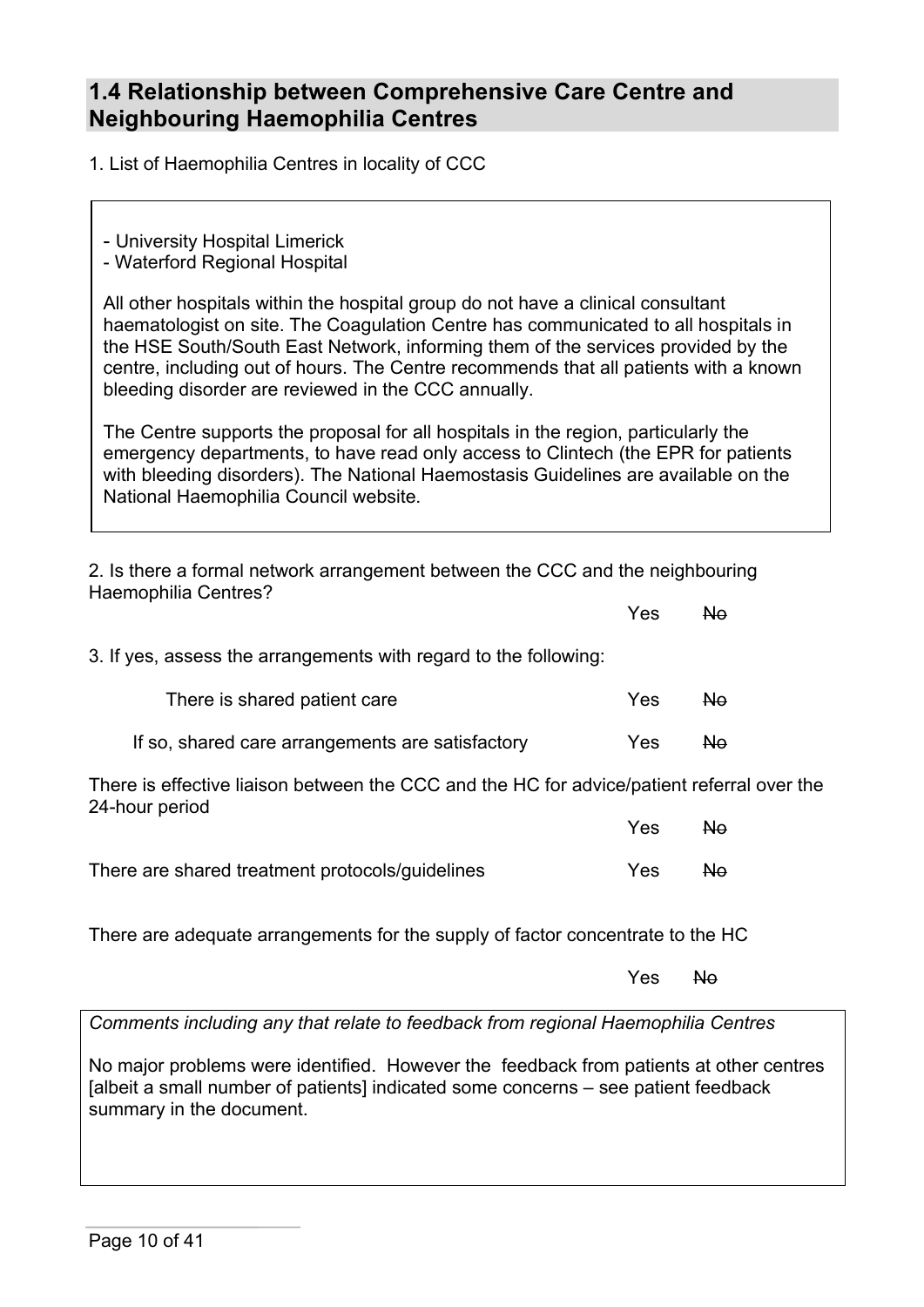## 1.4 Relationship between Comprehensive Care Centre and Neighbouring Haemophilia Centres

1. List of Haemophilia Centres in locality of CCC

- University Hospital Limerick
- Waterford Regional Hospital

All other hospitals within the hospital group do not have a clinical consultant haematologist on site. The Coagulation Centre has communicated to all hospitals in the HSE South/South East Network, informing them of the services provided by the centre, including out of hours. The Centre recommends that all patients with a known bleeding disorder are reviewed in the CCC annually.

The Centre supports the proposal for all hospitals in the region, particularly the emergency departments, to have read only access to Clintech (the EPR for patients with bleeding disorders). The National Haemostasis Guidelines are available on the National Haemophilia Council website.

2. Is there a formal network arrangement between the CCC and the neighbouring Haemophilia Centres?

Yes ~~No~~

3. If yes, assess the arrangements with regard to the following:

There is shared patient care — Yes ~~No~~

If so, shared care arrangements are satisfactory — Yes ~~No~~

There is effective liaison between the CCC and the HC for advice/patient referral over the 24-hour period — Yes ~~No~~

There are shared treatment protocols/guidelines — Yes ~~No~~

There are adequate arrangements for the supply of factor concentrate to the HC — Yes ~~No~~

*Comments including any that relate to feedback from regional Haemophilia Centres*

No major problems were identified. However the feedback from patients at other centres [albeit a small number of patients] indicated some concerns – see patient feedback summary in the document.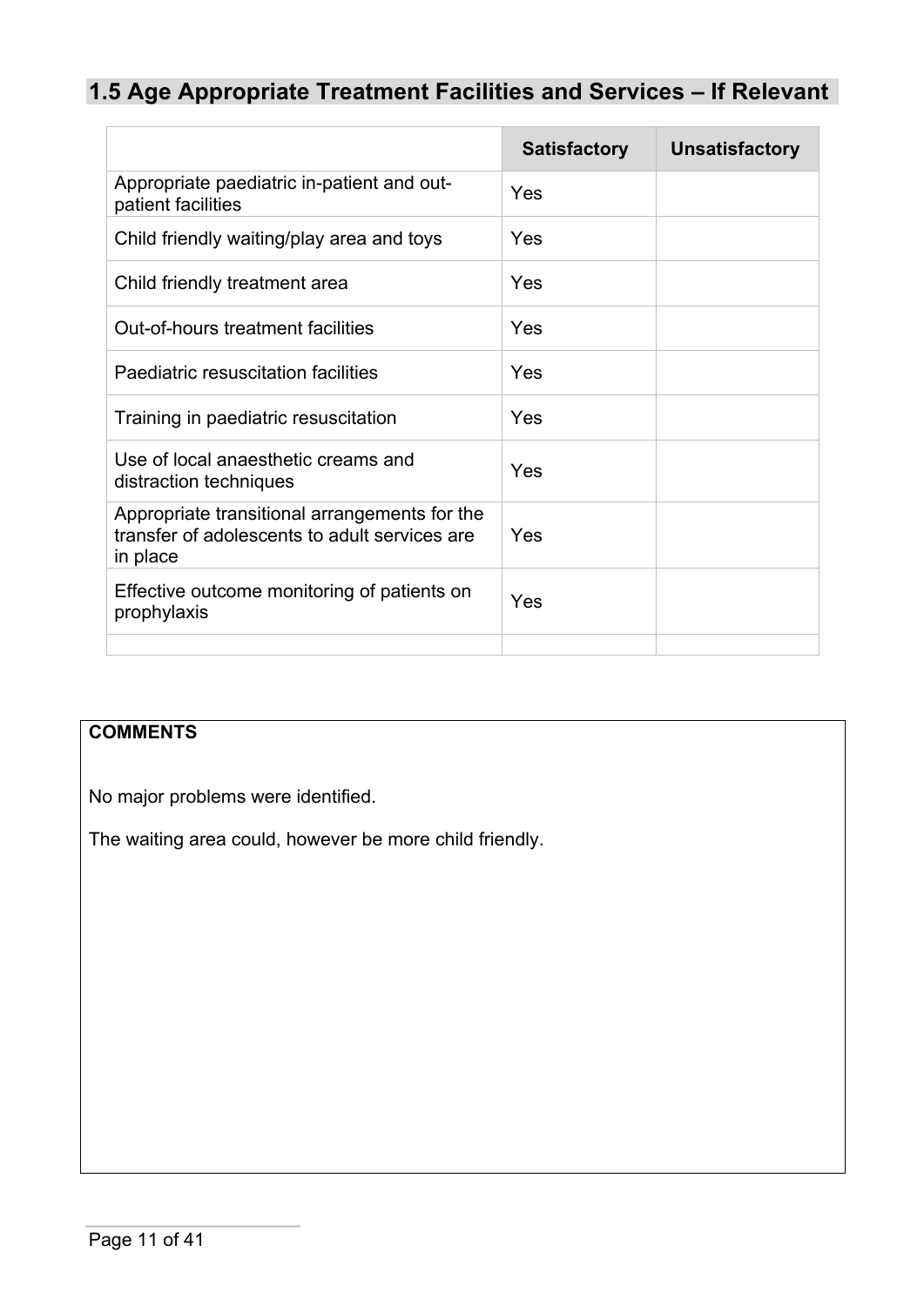## 1.5 Age Appropriate Treatment Facilities and Services – If Relevant

| | Satisfactory | Unsatisfactory |
|---|---|---|
| Appropriate paediatric in-patient and out-patient facilities | Yes | |
| Child friendly waiting/play area and toys | Yes | |
| Child friendly treatment area | Yes | |
| Out-of-hours treatment facilities | Yes | |
| Paediatric resuscitation facilities | Yes | |
| Training in paediatric resuscitation | Yes | |
| Use of local anaesthetic creams and distraction techniques | Yes | |
| Appropriate transitional arrangements for the transfer of adolescents to adult services are in place | Yes | |
| Effective outcome monitoring of patients on prophylaxis | Yes | |
| | | |

**COMMENTS**

No major problems were identified.

The waiting area could, however be more child friendly.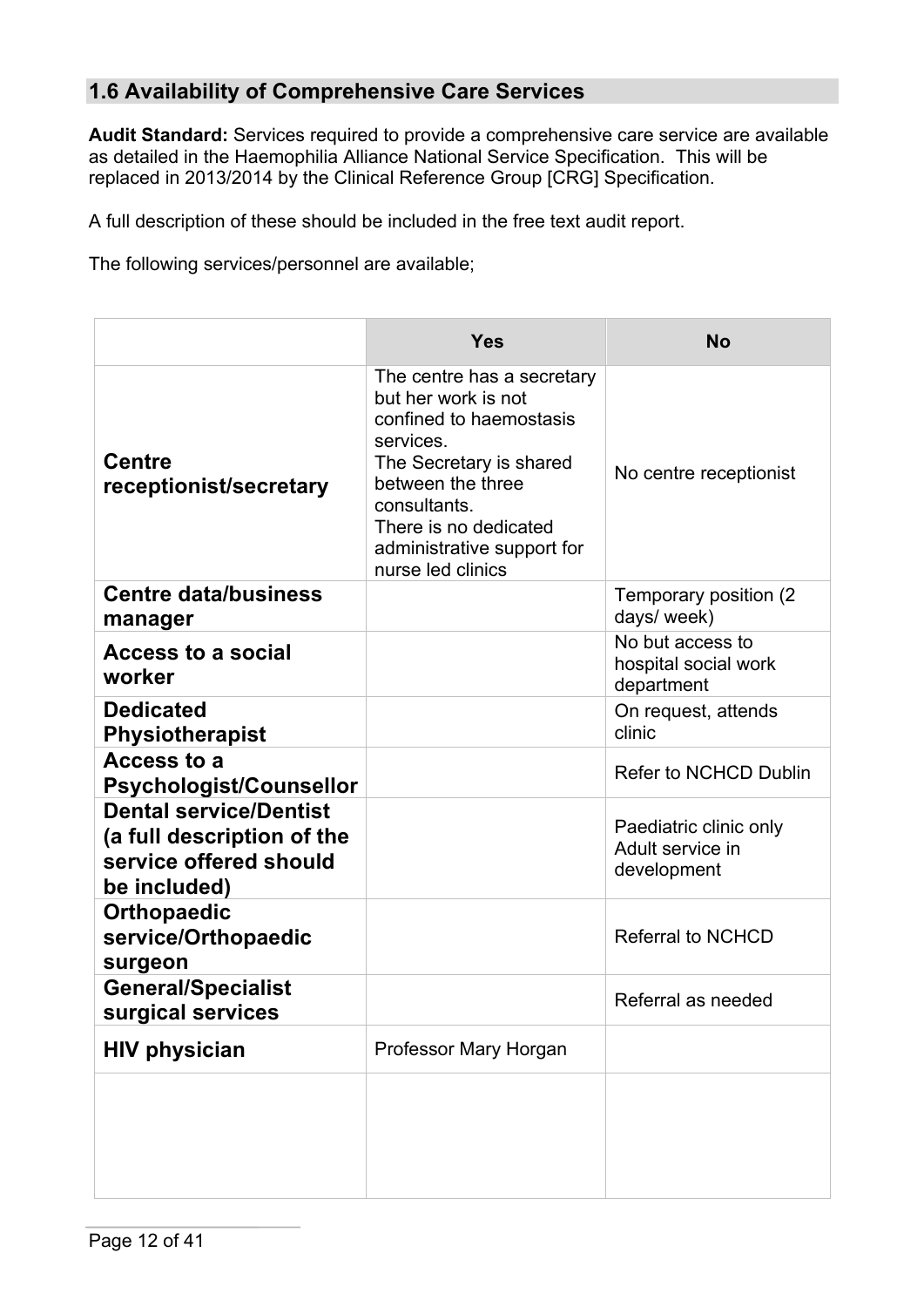## 1.6 Availability of Comprehensive Care Services

**Audit Standard:** Services required to provide a comprehensive care service are available as detailed in the Haemophilia Alliance National Service Specification. This will be replaced in 2013/2014 by the Clinical Reference Group [CRG] Specification.

A full description of these should be included in the free text audit report.

The following services/personnel are available;

| | Yes | No |
|---|---|---|
| **Centre receptionist/secretary** | The centre has a secretary but her work is not confined to haemostasis services.<br>The Secretary is shared between the three consultants.<br>There is no dedicated administrative support for nurse led clinics | No centre receptionist |
| **Centre data/business manager** | | Temporary position (2 days/ week) |
| **Access to a social worker** | | No but access to hospital social work department |
| **Dedicated Physiotherapist** | | On request, attends clinic |
| **Access to a Psychologist/Counsellor** | | Refer to NCHCD Dublin |
| **Dental service/Dentist (a full description of the service offered should be included)** | | Paediatric clinic only<br>Adult service in development |
| **Orthopaedic service/Orthopaedic surgeon** | | Referral to NCHCD |
| **General/Specialist surgical services** | | Referral as needed |
| **HIV physician** | Professor Mary Horgan | |
| | | |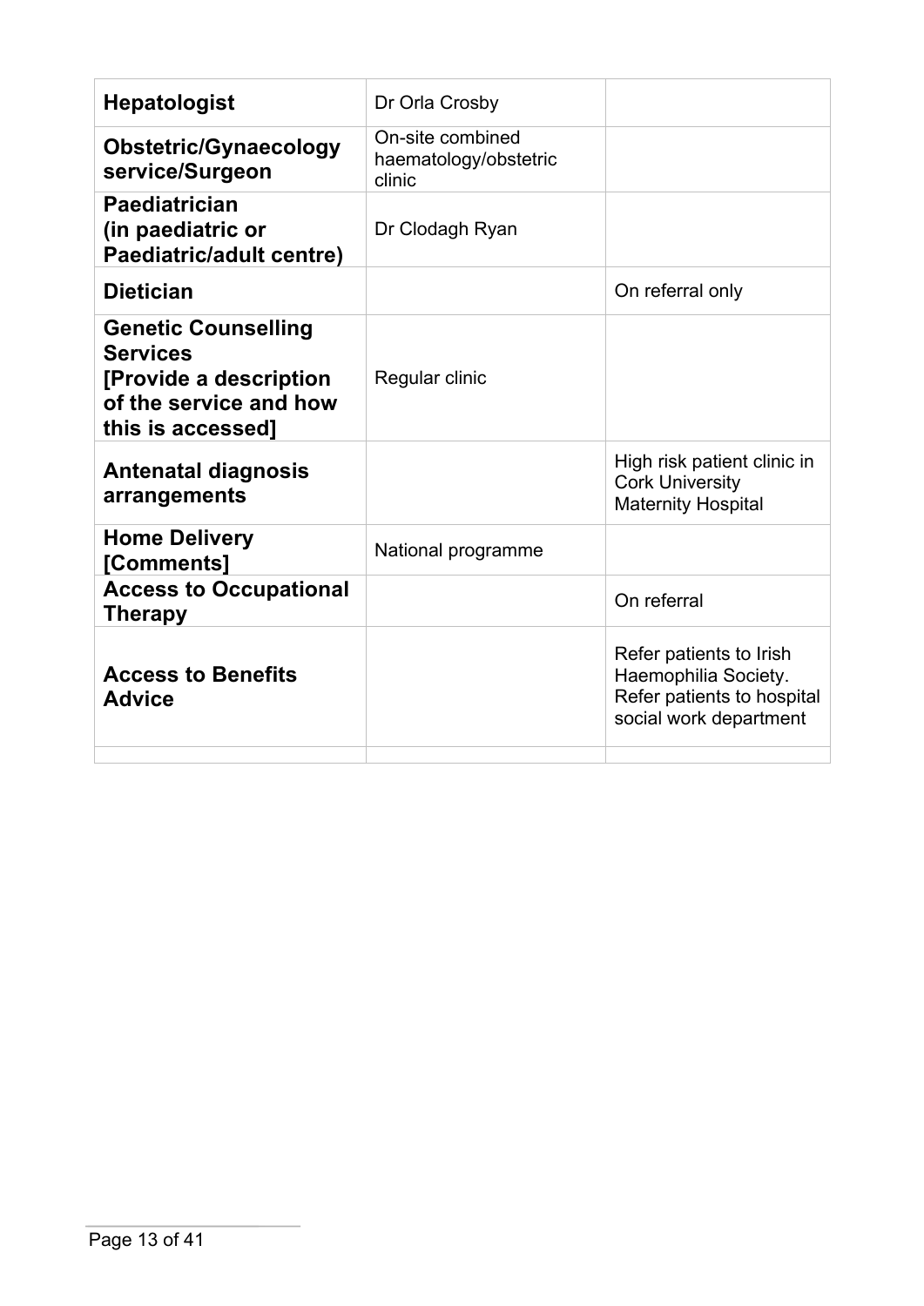| | | |
|---|---|---|
| **Hepatologist** | Dr Orla Crosby | |
| **Obstetric/Gynaecology service/Surgeon** | On-site combined haematology/obstetric clinic | |
| **Paediatrician (in paediatric or Paediatric/adult centre)** | Dr Clodagh Ryan | |
| **Dietician** | | On referral only |
| **Genetic Counselling Services [Provide a description of the service and how this is accessed]** | Regular clinic | |
| **Antenatal diagnosis arrangements** | | High risk patient clinic in Cork University Maternity Hospital |
| **Home Delivery [Comments]** | National programme | |
| **Access to Occupational Therapy** | | On referral |
| **Access to Benefits Advice** | | Refer patients to Irish Haemophilia Society. Refer patients to hospital social work department |
| | | |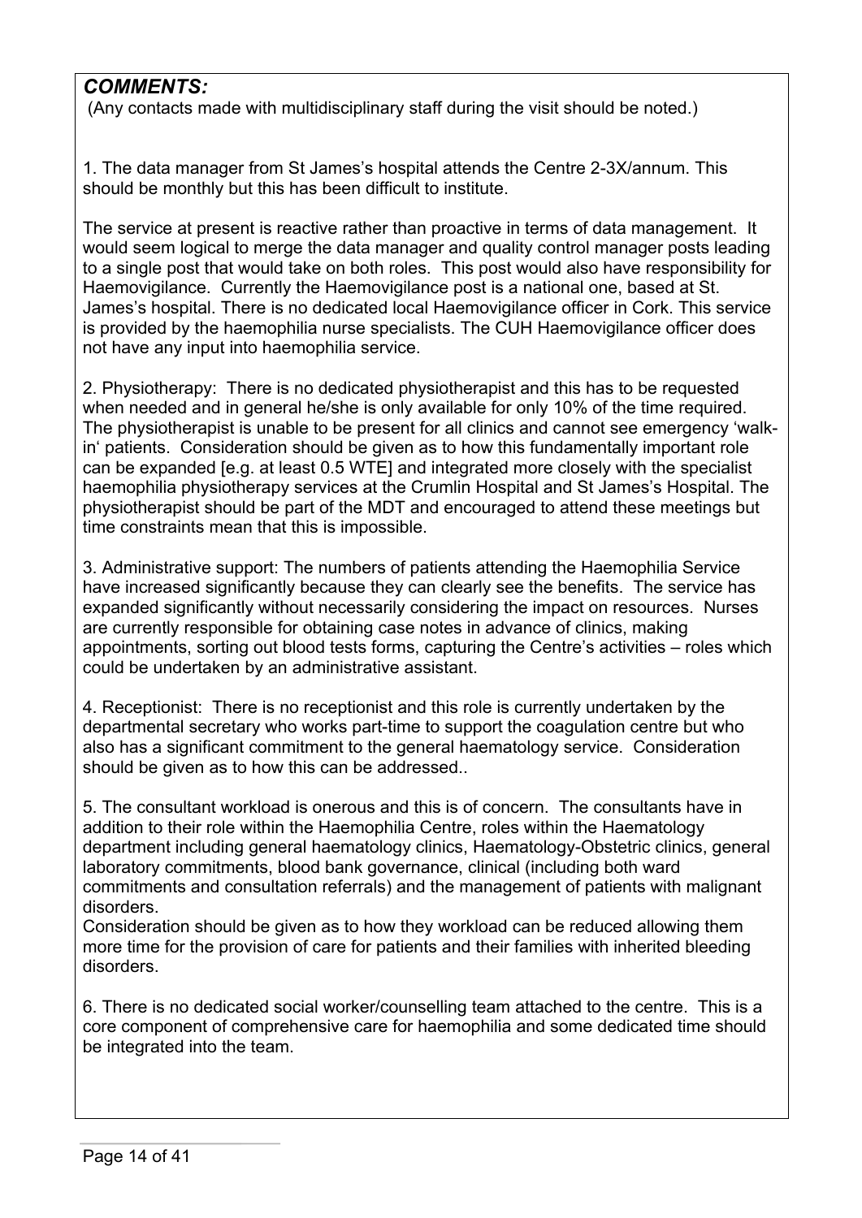***COMMENTS:***

(Any contacts made with multidisciplinary staff during the visit should be noted.)

1. The data manager from St James's hospital attends the Centre 2-3X/annum. This should be monthly but this has been difficult to institute.

The service at present is reactive rather than proactive in terms of data management. It would seem logical to merge the data manager and quality control manager posts leading to a single post that would take on both roles. This post would also have responsibility for Haemovigilance. Currently the Haemovigilance post is a national one, based at St. James's hospital. There is no dedicated local Haemovigilance officer in Cork. This service is provided by the haemophilia nurse specialists. The CUH Haemovigilance officer does not have any input into haemophilia service.

2. Physiotherapy: There is no dedicated physiotherapist and this has to be requested when needed and in general he/she is only available for only 10% of the time required. The physiotherapist is unable to be present for all clinics and cannot see emergency 'walk-in' patients. Consideration should be given as to how this fundamentally important role can be expanded [e.g. at least 0.5 WTE] and integrated more closely with the specialist haemophilia physiotherapy services at the Crumlin Hospital and St James's Hospital. The physiotherapist should be part of the MDT and encouraged to attend these meetings but time constraints mean that this is impossible.

3. Administrative support: The numbers of patients attending the Haemophilia Service have increased significantly because they can clearly see the benefits. The service has expanded significantly without necessarily considering the impact on resources. Nurses are currently responsible for obtaining case notes in advance of clinics, making appointments, sorting out blood tests forms, capturing the Centre's activities – roles which could be undertaken by an administrative assistant.

4. Receptionist: There is no receptionist and this role is currently undertaken by the departmental secretary who works part-time to support the coagulation centre but who also has a significant commitment to the general haematology service. Consideration should be given as to how this can be addressed..

5. The consultant workload is onerous and this is of concern. The consultants have in addition to their role within the Haemophilia Centre, roles within the Haematology department including general haematology clinics, Haematology-Obstetric clinics, general laboratory commitments, blood bank governance, clinical (including both ward commitments and consultation referrals) and the management of patients with malignant disorders.
Consideration should be given as to how they workload can be reduced allowing them more time for the provision of care for patients and their families with inherited bleeding disorders.

6. There is no dedicated social worker/counselling team attached to the centre. This is a core component of comprehensive care for haemophilia and some dedicated time should be integrated into the team.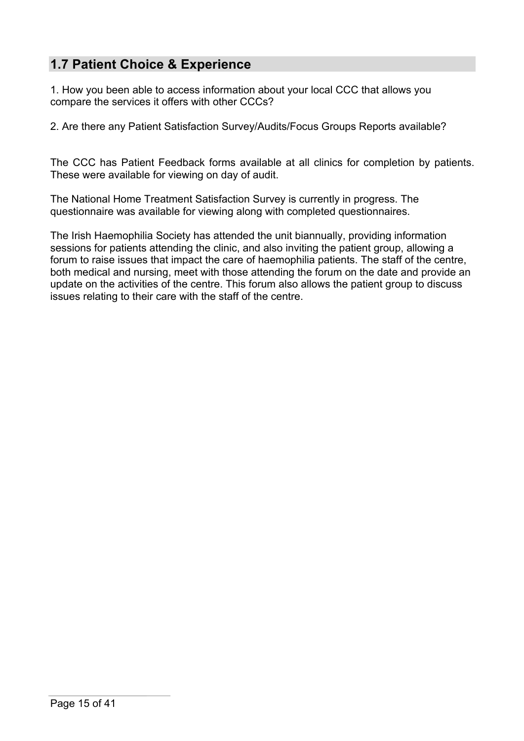## 1.7 Patient Choice & Experience

1. How you been able to access information about your local CCC that allows you compare the services it offers with other CCCs?

2. Are there any Patient Satisfaction Survey/Audits/Focus Groups Reports available?

The CCC has Patient Feedback forms available at all clinics for completion by patients. These were available for viewing on day of audit.

The National Home Treatment Satisfaction Survey is currently in progress. The questionnaire was available for viewing along with completed questionnaires.

The Irish Haemophilia Society has attended the unit biannually, providing information sessions for patients attending the clinic, and also inviting the patient group, allowing a forum to raise issues that impact the care of haemophilia patients. The staff of the centre, both medical and nursing, meet with those attending the forum on the date and provide an update on the activities of the centre. This forum also allows the patient group to discuss issues relating to their care with the staff of the centre.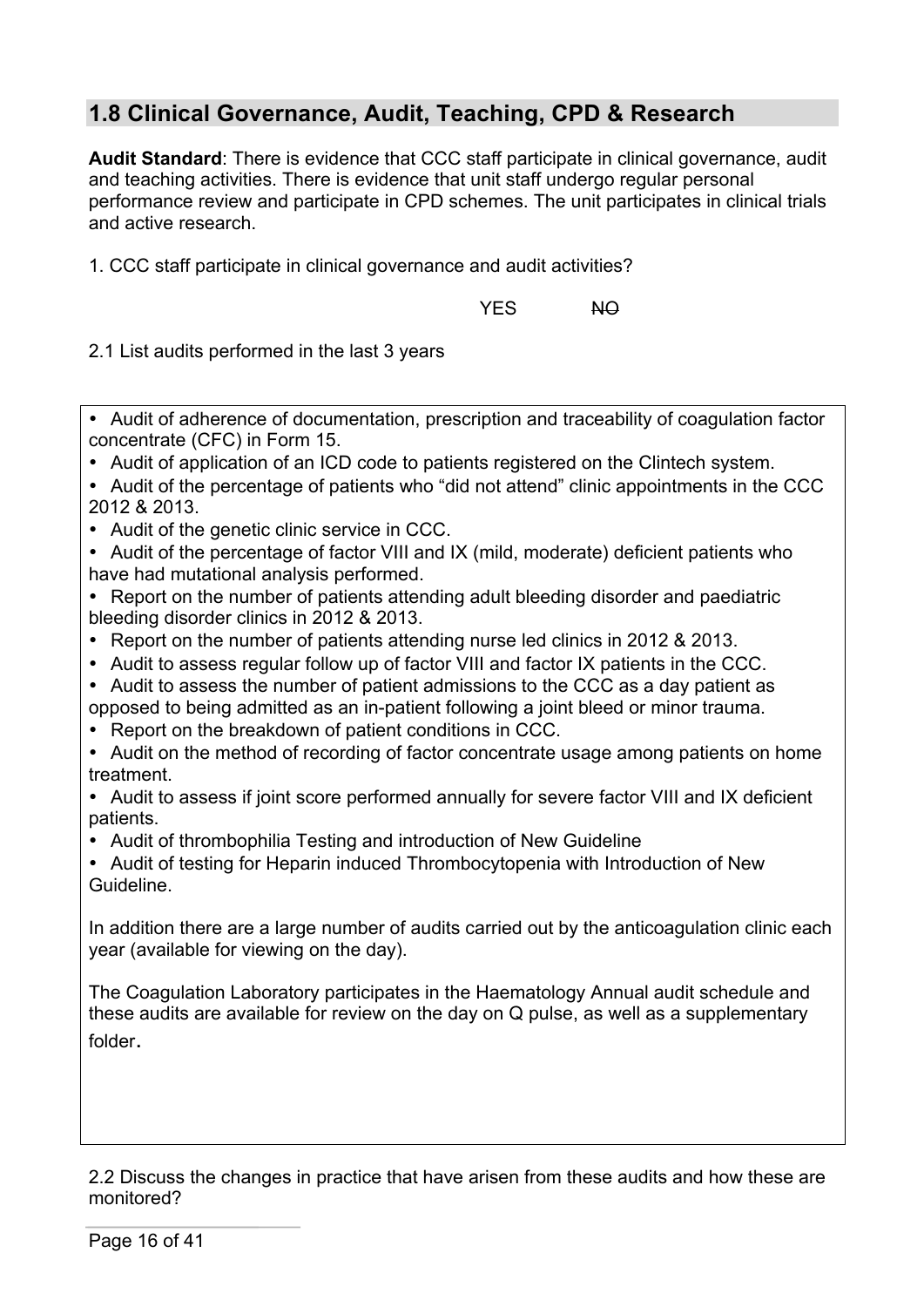## 1.8 Clinical Governance, Audit, Teaching, CPD & Research

**Audit Standard**: There is evidence that CCC staff participate in clinical governance, audit and teaching activities. There is evidence that unit staff undergo regular personal performance review and participate in CPD schemes. The unit participates in clinical trials and active research.

1. CCC staff participate in clinical governance and audit activities?

YES ~~NO~~

2.1 List audits performed in the last 3 years

- Audit of adherence of documentation, prescription and traceability of coagulation factor concentrate (CFC) in Form 15.
- Audit of application of an ICD code to patients registered on the Clintech system.
- Audit of the percentage of patients who "did not attend" clinic appointments in the CCC 2012 & 2013.
- Audit of the genetic clinic service in CCC.
- Audit of the percentage of factor VIII and IX (mild, moderate) deficient patients who have had mutational analysis performed.
- Report on the number of patients attending adult bleeding disorder and paediatric bleeding disorder clinics in 2012 & 2013.
- Report on the number of patients attending nurse led clinics in 2012 & 2013.
- Audit to assess regular follow up of factor VIII and factor IX patients in the CCC.
- Audit to assess the number of patient admissions to the CCC as a day patient as opposed to being admitted as an in-patient following a joint bleed or minor trauma.
- Report on the breakdown of patient conditions in CCC.
- Audit on the method of recording of factor concentrate usage among patients on home treatment.
- Audit to assess if joint score performed annually for severe factor VIII and IX deficient patients.
- Audit of thrombophilia Testing and introduction of New Guideline
- Audit of testing for Heparin induced Thrombocytopenia with Introduction of New Guideline.

In addition there are a large number of audits carried out by the anticoagulation clinic each year (available for viewing on the day).

The Coagulation Laboratory participates in the Haematology Annual audit schedule and these audits are available for review on the day on Q pulse, as well as a supplementary folder.

2.2 Discuss the changes in practice that have arisen from these audits and how these are monitored?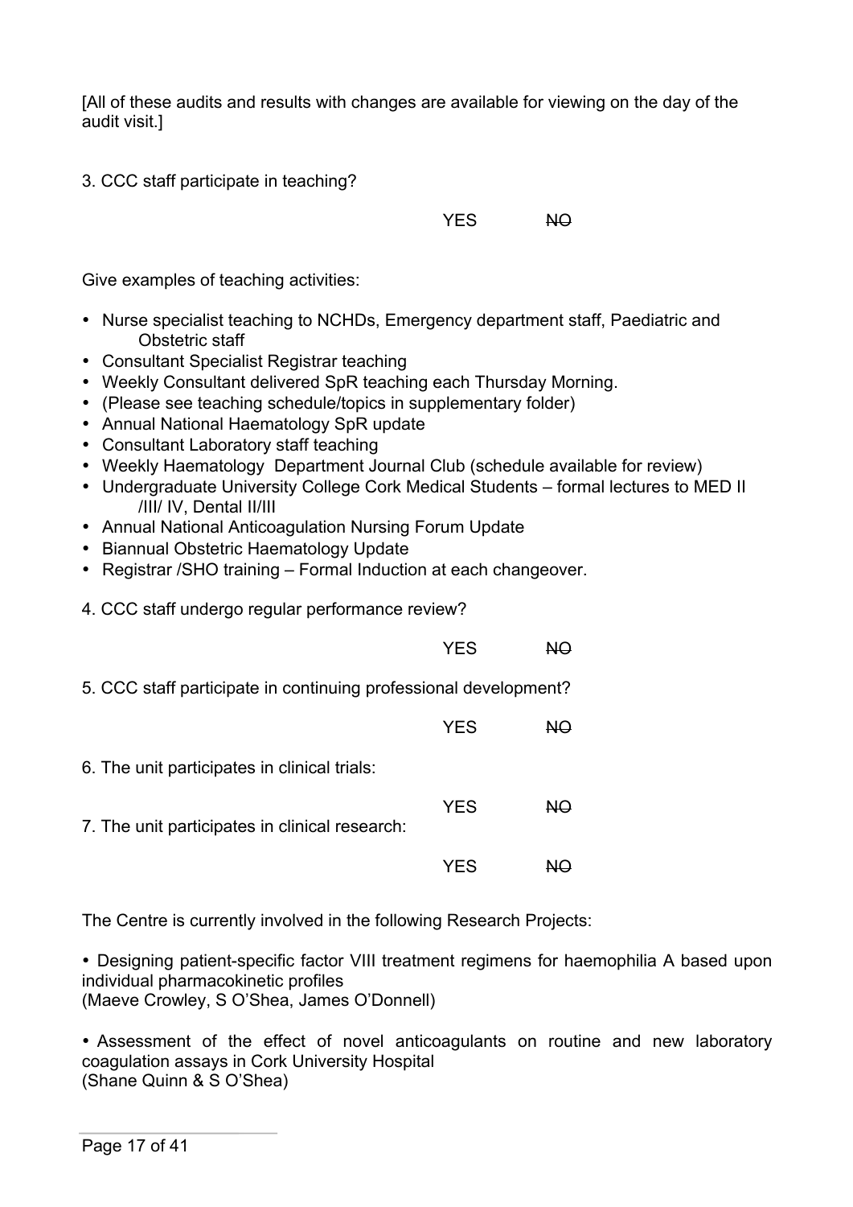[All of these audits and results with changes are available for viewing on the day of the audit visit.]

3. CCC staff participate in teaching?

YES ~~NO~~

Give examples of teaching activities:

- Nurse specialist teaching to NCHDs, Emergency department staff, Paediatric and Obstetric staff
- Consultant Specialist Registrar teaching
- Weekly Consultant delivered SpR teaching each Thursday Morning.
- (Please see teaching schedule/topics in supplementary folder)
- Annual National Haematology SpR update
- Consultant Laboratory staff teaching
- Weekly Haematology Department Journal Club (schedule available for review)
- Undergraduate University College Cork Medical Students – formal lectures to MED II /III/ IV, Dental II/III
- Annual National Anticoagulation Nursing Forum Update
- Biannual Obstetric Haematology Update
- Registrar /SHO training – Formal Induction at each changeover.

4. CCC staff undergo regular performance review?

YES ~~NO~~

5. CCC staff participate in continuing professional development?

YES ~~NO~~

6. The unit participates in clinical trials:

YES ~~NO~~

7. The unit participates in clinical research:

YES ~~NO~~

The Centre is currently involved in the following Research Projects:

- Designing patient-specific factor VIII treatment regimens for haemophilia A based upon individual pharmacokinetic profiles
(Maeve Crowley, S O'Shea, James O'Donnell)

- Assessment of the effect of novel anticoagulants on routine and new laboratory coagulation assays in Cork University Hospital
(Shane Quinn & S O'Shea)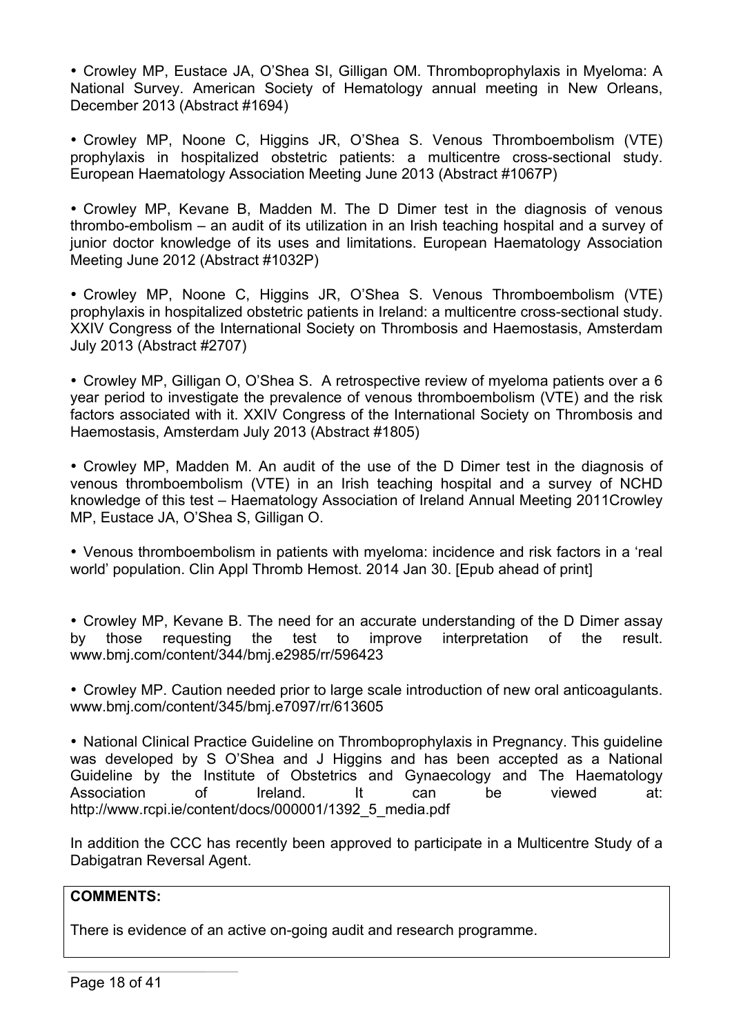- Crowley MP, Eustace JA, O'Shea SI, Gilligan OM. Thromboprophylaxis in Myeloma: A National Survey. American Society of Hematology annual meeting in New Orleans, December 2013 (Abstract #1694)

- Crowley MP, Noone C, Higgins JR, O'Shea S. Venous Thromboembolism (VTE) prophylaxis in hospitalized obstetric patients: a multicentre cross-sectional study. European Haematology Association Meeting June 2013 (Abstract #1067P)

- Crowley MP, Kevane B, Madden M. The D Dimer test in the diagnosis of venous thrombo-embolism – an audit of its utilization in an Irish teaching hospital and a survey of junior doctor knowledge of its uses and limitations. European Haematology Association Meeting June 2012 (Abstract #1032P)

- Crowley MP, Noone C, Higgins JR, O'Shea S. Venous Thromboembolism (VTE) prophylaxis in hospitalized obstetric patients in Ireland: a multicentre cross-sectional study. XXIV Congress of the International Society on Thrombosis and Haemostasis, Amsterdam July 2013 (Abstract #2707)

- Crowley MP, Gilligan O, O'Shea S. A retrospective review of myeloma patients over a 6 year period to investigate the prevalence of venous thromboembolism (VTE) and the risk factors associated with it. XXIV Congress of the International Society on Thrombosis and Haemostasis, Amsterdam July 2013 (Abstract #1805)

- Crowley MP, Madden M. An audit of the use of the D Dimer test in the diagnosis of venous thromboembolism (VTE) in an Irish teaching hospital and a survey of NCHD knowledge of this test – Haematology Association of Ireland Annual Meeting 2011Crowley MP, Eustace JA, O'Shea S, Gilligan O.

- Venous thromboembolism in patients with myeloma: incidence and risk factors in a 'real world' population. Clin Appl Thromb Hemost. 2014 Jan 30. [Epub ahead of print]

- Crowley MP, Kevane B. The need for an accurate understanding of the D Dimer assay by those requesting the test to improve interpretation of the result. www.bmj.com/content/344/bmj.e2985/rr/596423

- Crowley MP. Caution needed prior to large scale introduction of new oral anticoagulants. www.bmj.com/content/345/bmj.e7097/rr/613605

- National Clinical Practice Guideline on Thromboprophylaxis in Pregnancy. This guideline was developed by S O'Shea and J Higgins and has been accepted as a National Guideline by the Institute of Obstetrics and Gynaecology and The Haematology Association of Ireland. It can be viewed at: http://www.rcpi.ie/content/docs/000001/1392_5_media.pdf

In addition the CCC has recently been approved to participate in a Multicentre Study of a Dabigatran Reversal Agent.

| **COMMENTS:** |
|---|
| There is evidence of an active on-going audit and research programme. |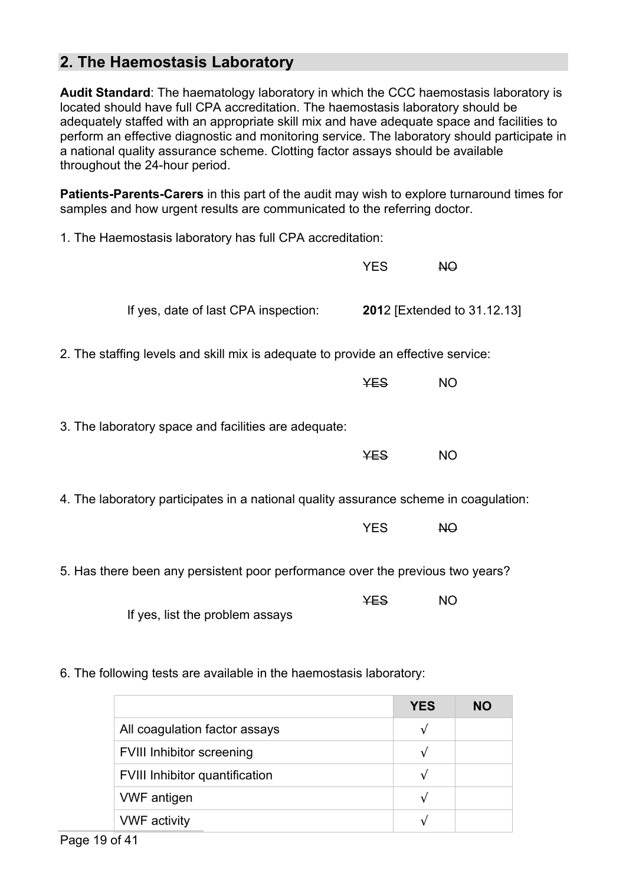## 2. The Haemostasis Laboratory

**Audit Standard**: The haematology laboratory in which the CCC haemostasis laboratory is located should have full CPA accreditation. The haemostasis laboratory should be adequately staffed with an appropriate skill mix and have adequate space and facilities to perform an effective diagnostic and monitoring service. The laboratory should participate in a national quality assurance scheme. Clotting factor assays should be available throughout the 24-hour period.

**Patients-Parents-Carers** in this part of the audit may wish to explore turnaround times for samples and how urgent results are communicated to the referring doctor.

1. The Haemostasis laboratory has full CPA accreditation:

YES ~~NO~~

If yes, date of last CPA inspection: **201**2 [Extended to 31.12.13]

2. The staffing levels and skill mix is adequate to provide an effective service:

~~YES~~ NO

3. The laboratory space and facilities are adequate:

~~YES~~ NO

4. The laboratory participates in a national quality assurance scheme in coagulation:

YES ~~NO~~

5. Has there been any persistent poor performance over the previous two years?

~~YES~~ NO

If yes, list the problem assays

6. The following tests are available in the haemostasis laboratory:

| | YES | NO |
|---|---|---|
| All coagulation factor assays | √ | |
| FVIII Inhibitor screening | √ | |
| FVIII Inhibitor quantification | √ | |
| VWF antigen | √ | |
| VWF activity | √ | |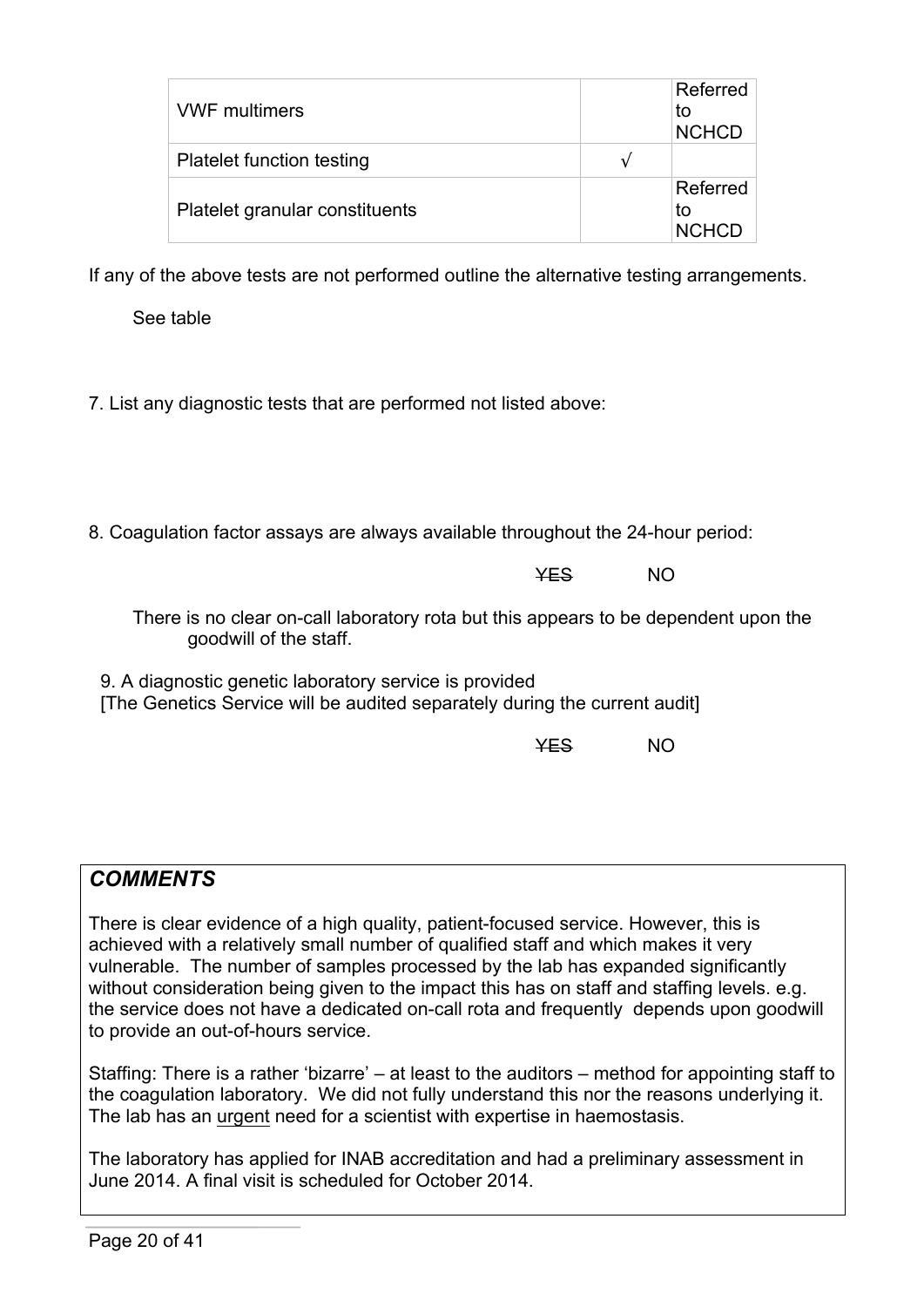| VWF multimers | | Referred to NCHCD |
|---|---|---|
| Platelet function testing | √ | |
| Platelet granular constituents | | Referred to NCHCD |

If any of the above tests are not performed outline the alternative testing arrangements.

See table

7. List any diagnostic tests that are performed not listed above:

8. Coagulation factor assays are always available throughout the 24-hour period:

~~YES~~ NO

There is no clear on-call laboratory rota but this appears to be dependent upon the goodwill of the staff.

9. A diagnostic genetic laboratory service is provided
[The Genetics Service will be audited separately during the current audit]

~~YES~~ NO

***COMMENTS***

There is clear evidence of a high quality, patient-focused service. However, this is achieved with a relatively small number of qualified staff and which makes it very vulnerable. The number of samples processed by the lab has expanded significantly without consideration being given to the impact this has on staff and staffing levels. e.g. the service does not have a dedicated on-call rota and frequently depends upon goodwill to provide an out-of-hours service.

Staffing: There is a rather 'bizarre' – at least to the auditors – method for appointing staff to the coagulation laboratory. We did not fully understand this nor the reasons underlying it. The lab has an urgent need for a scientist with expertise in haemostasis.

The laboratory has applied for INAB accreditation and had a preliminary assessment in June 2014. A final visit is scheduled for October 2014.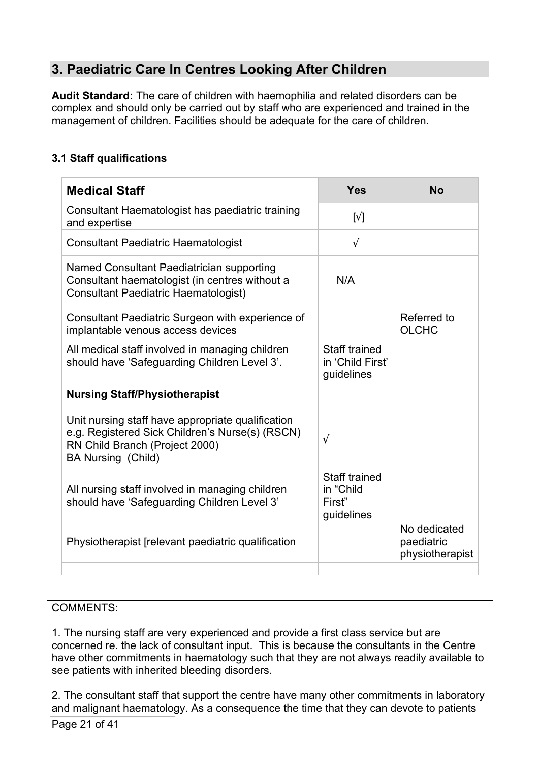## 3. Paediatric Care In Centres Looking After Children

**Audit Standard:** The care of children with haemophilia and related disorders can be complex and should only be carried out by staff who are experienced and trained in the management of children. Facilities should be adequate for the care of children.

### 3.1 Staff qualifications

| Medical Staff | Yes | No |
|---|---|---|
| Consultant Haematologist has paediatric training and expertise | [√] | |
| Consultant Paediatric Haematologist | √ | |
| Named Consultant Paediatrician supporting Consultant haematologist (in centres without a Consultant Paediatric Haematologist) | N/A | |
| Consultant Paediatric Surgeon with experience of implantable venous access devices | | Referred to OLCHC |
| All medical staff involved in managing children should have 'Safeguarding Children Level 3'. | Staff trained in 'Child First' guidelines | |
| **Nursing Staff/Physiotherapist** | | |
| Unit nursing staff have appropriate qualification e.g. Registered Sick Children's Nurse(s) (RSCN) RN Child Branch (Project 2000) BA Nursing (Child) | √ | |
| All nursing staff involved in managing children should have 'Safeguarding Children Level 3' | Staff trained in "Child First" guidelines | |
| Physiotherapist [relevant paediatric qualification | | No dedicated paediatric physiotherapist |
| | | |

COMMENTS:

1. The nursing staff are very experienced and provide a first class service but are concerned re. the lack of consultant input. This is because the consultants in the Centre have other commitments in haematology such that they are not always readily available to see patients with inherited bleeding disorders.

2. The consultant staff that support the centre have many other commitments in laboratory and malignant haematology. As a consequence the time that they can devote to patients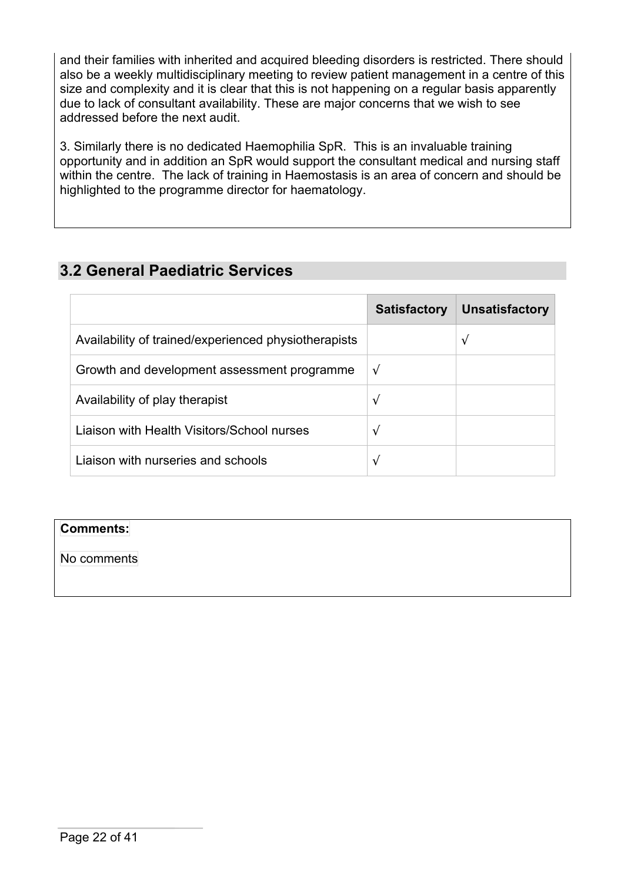and their families with inherited and acquired bleeding disorders is restricted. There should also be a weekly multidisciplinary meeting to review patient management in a centre of this size and complexity and it is clear that this is not happening on a regular basis apparently due to lack of consultant availability. These are major concerns that we wish to see addressed before the next audit.

3. Similarly there is no dedicated Haemophilia SpR. This is an invaluable training opportunity and in addition an SpR would support the consultant medical and nursing staff within the centre. The lack of training in Haemostasis is an area of concern and should be highlighted to the programme director for haematology.

## 3.2 General Paediatric Services

| | Satisfactory | Unsatisfactory |
|---|---|---|
| Availability of trained/experienced physiotherapists | | √ |
| Growth and development assessment programme | √ | |
| Availability of play therapist | √ | |
| Liaison with Health Visitors/School nurses | √ | |
| Liaison with nurseries and schools | √ | |

**Comments:**

No comments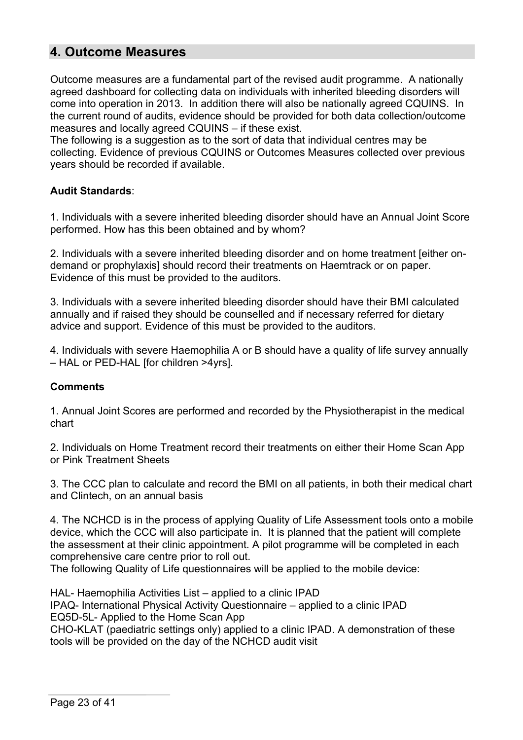## 4. Outcome Measures

Outcome measures are a fundamental part of the revised audit programme. A nationally agreed dashboard for collecting data on individuals with inherited bleeding disorders will come into operation in 2013. In addition there will also be nationally agreed CQUINS. In the current round of audits, evidence should be provided for both data collection/outcome measures and locally agreed CQUINS – if these exist.
The following is a suggestion as to the sort of data that individual centres may be collecting. Evidence of previous CQUINS or Outcomes Measures collected over previous years should be recorded if available.

**Audit Standards**:

1. Individuals with a severe inherited bleeding disorder should have an Annual Joint Score performed. How has this been obtained and by whom?

2. Individuals with a severe inherited bleeding disorder and on home treatment [either on-demand or prophylaxis] should record their treatments on Haemtrack or on paper. Evidence of this must be provided to the auditors.

3. Individuals with a severe inherited bleeding disorder should have their BMI calculated annually and if raised they should be counselled and if necessary referred for dietary advice and support. Evidence of this must be provided to the auditors.

4. Individuals with severe Haemophilia A or B should have a quality of life survey annually – HAL or PED-HAL [for children >4yrs].

**Comments**

1. Annual Joint Scores are performed and recorded by the Physiotherapist in the medical chart

2. Individuals on Home Treatment record their treatments on either their Home Scan App or Pink Treatment Sheets

3. The CCC plan to calculate and record the BMI on all patients, in both their medical chart and Clintech, on an annual basis

4. The NCHCD is in the process of applying Quality of Life Assessment tools onto a mobile device, which the CCC will also participate in. It is planned that the patient will complete the assessment at their clinic appointment. A pilot programme will be completed in each comprehensive care centre prior to roll out.
The following Quality of Life questionnaires will be applied to the mobile device:

HAL- Haemophilia Activities List – applied to a clinic IPAD
IPAQ- International Physical Activity Questionnaire – applied to a clinic IPAD
EQ5D-5L- Applied to the Home Scan App
CHO-KLAT (paediatric settings only) applied to a clinic IPAD. A demonstration of these tools will be provided on the day of the NCHCD audit visit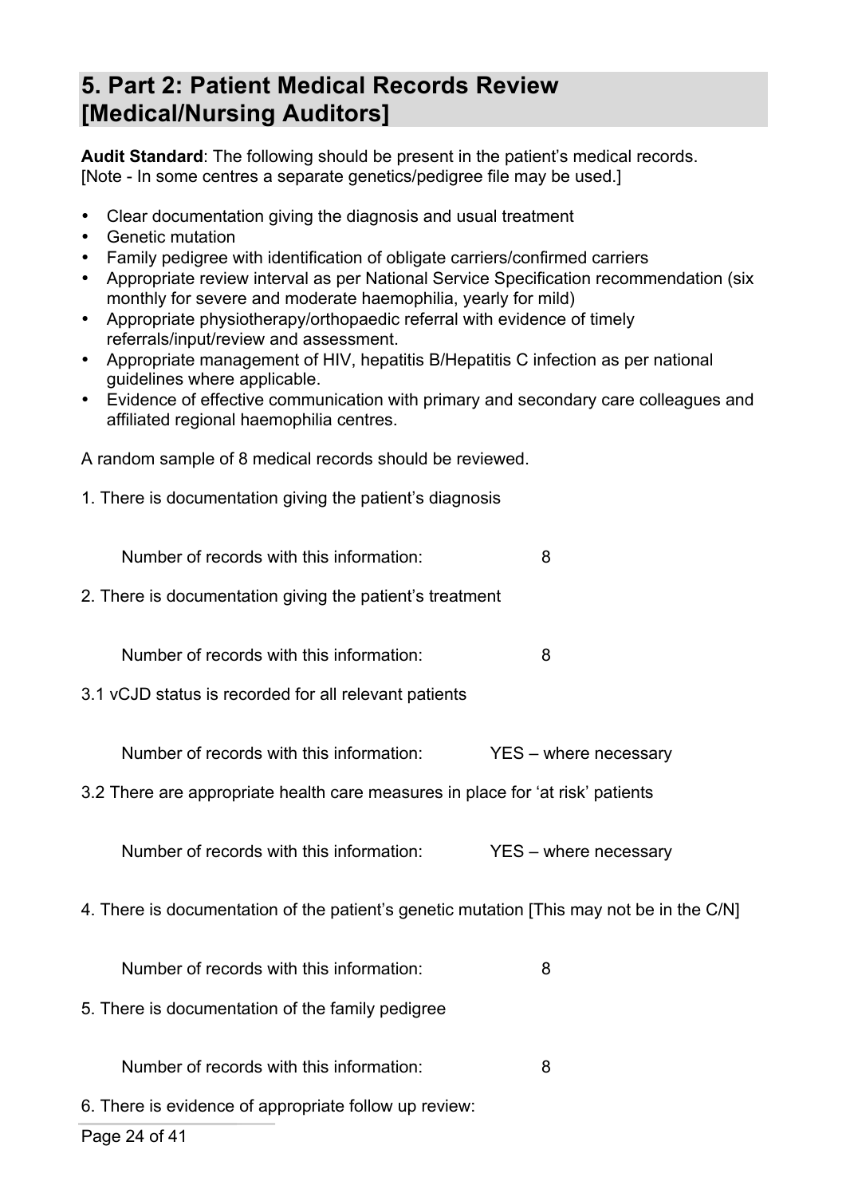## 5. Part 2: Patient Medical Records Review [Medical/Nursing Auditors]

**Audit Standard**: The following should be present in the patient's medical records.
[Note - In some centres a separate genetics/pedigree file may be used.]

- Clear documentation giving the diagnosis and usual treatment
- Genetic mutation
- Family pedigree with identification of obligate carriers/confirmed carriers
- Appropriate review interval as per National Service Specification recommendation (six monthly for severe and moderate haemophilia, yearly for mild)
- Appropriate physiotherapy/orthopaedic referral with evidence of timely referrals/input/review and assessment.
- Appropriate management of HIV, hepatitis B/Hepatitis C infection as per national guidelines where applicable.
- Evidence of effective communication with primary and secondary care colleagues and affiliated regional haemophilia centres.

A random sample of 8 medical records should be reviewed.

1. There is documentation giving the patient's diagnosis

   Number of records with this information: 8

2. There is documentation giving the patient's treatment

   Number of records with this information: 8

3.1 vCJD status is recorded for all relevant patients

   Number of records with this information: YES – where necessary

3.2 There are appropriate health care measures in place for 'at risk' patients

   Number of records with this information: YES – where necessary

4. There is documentation of the patient's genetic mutation [This may not be in the C/N]

   Number of records with this information: 8

5. There is documentation of the family pedigree

   Number of records with this information: 8

6. There is evidence of appropriate follow up review: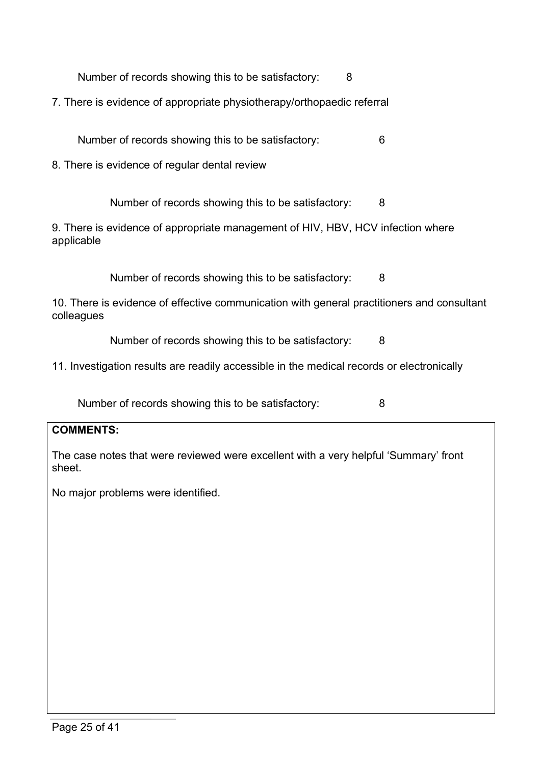Number of records showing this to be satisfactory: 8

7. There is evidence of appropriate physiotherapy/orthopaedic referral

Number of records showing this to be satisfactory: 6

8. There is evidence of regular dental review

Number of records showing this to be satisfactory: 8

9. There is evidence of appropriate management of HIV, HBV, HCV infection where applicable

Number of records showing this to be satisfactory: 8

10. There is evidence of effective communication with general practitioners and consultant colleagues

Number of records showing this to be satisfactory: 8

11. Investigation results are readily accessible in the medical records or electronically

Number of records showing this to be satisfactory: 8

**COMMENTS:**

The case notes that were reviewed were excellent with a very helpful 'Summary' front sheet.

No major problems were identified.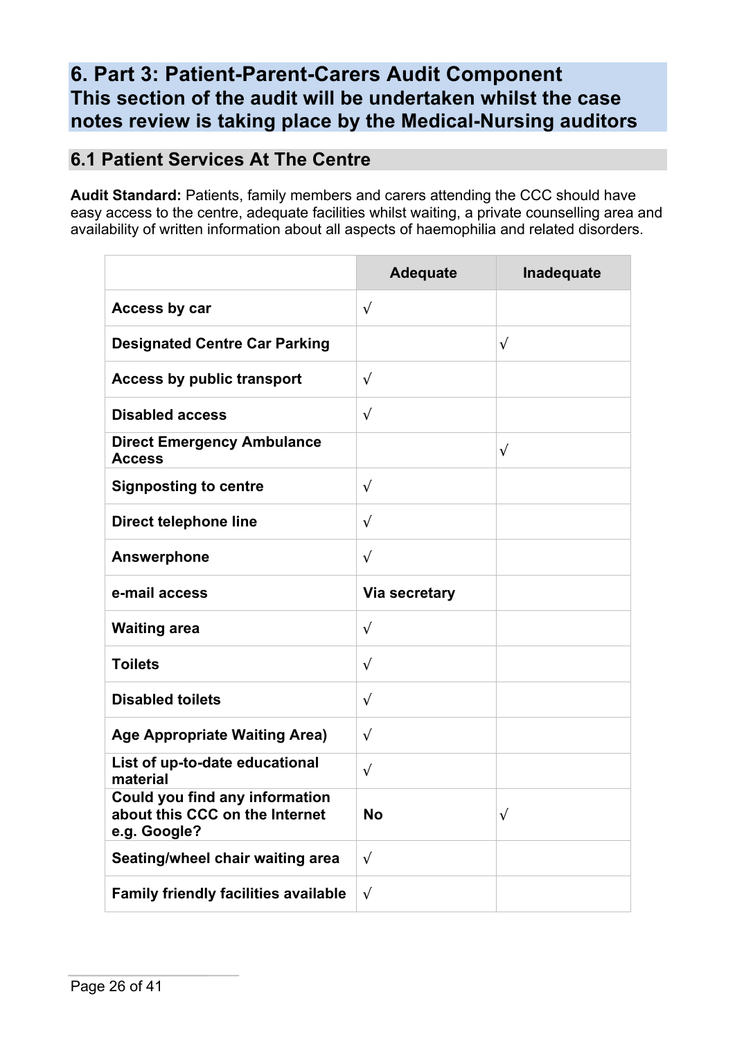## 6. Part 3: Patient-Parent-Carers Audit Component
## This section of the audit will be undertaken whilst the case notes review is taking place by the Medical-Nursing auditors

### 6.1 Patient Services At The Centre

**Audit Standard:** Patients, family members and carers attending the CCC should have easy access to the centre, adequate facilities whilst waiting, a private counselling area and availability of written information about all aspects of haemophilia and related disorders.

| | Adequate | Inadequate |
|---|---|---|
| **Access by car** | √ | |
| **Designated Centre Car Parking** | | √ |
| **Access by public transport** | √ | |
| **Disabled access** | √ | |
| **Direct Emergency Ambulance Access** | | √ |
| **Signposting to centre** | √ | |
| **Direct telephone line** | √ | |
| **Answerphone** | √ | |
| **e-mail access** | **Via secretary** | |
| **Waiting area** | √ | |
| **Toilets** | √ | |
| **Disabled toilets** | √ | |
| **Age Appropriate Waiting Area)** | √ | |
| **List of up-to-date educational material** | √ | |
| **Could you find any information about this CCC on the Internet e.g. Google?** | **No** | √ |
| **Seating/wheel chair waiting area** | √ | |
| **Family friendly facilities available** | √ | |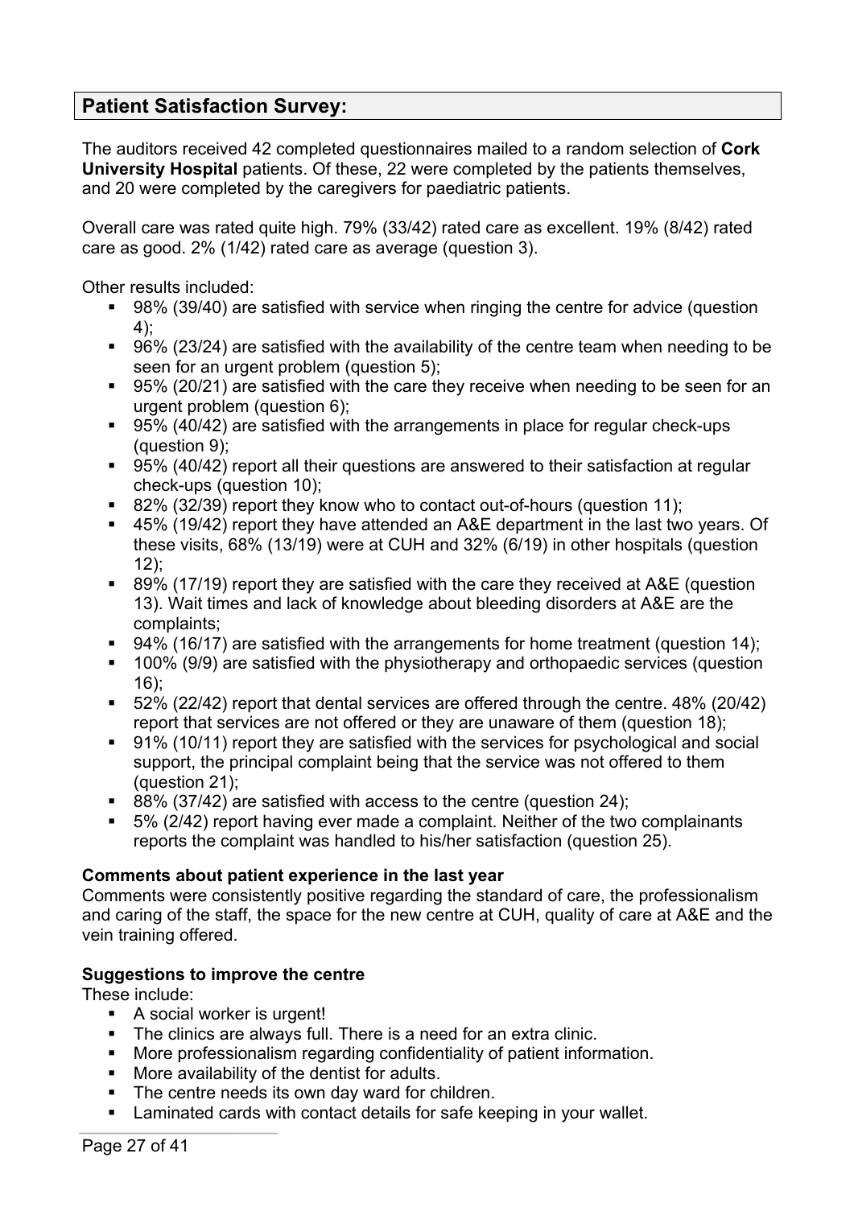## Patient Satisfaction Survey:

The auditors received 42 completed questionnaires mailed to a random selection of **Cork University Hospital** patients. Of these, 22 were completed by the patients themselves, and 20 were completed by the caregivers for paediatric patients.

Overall care was rated quite high. 79% (33/42) rated care as excellent. 19% (8/42) rated care as good. 2% (1/42) rated care as average (question 3).

Other results included:

- 98% (39/40) are satisfied with service when ringing the centre for advice (question 4);
- 96% (23/24) are satisfied with the availability of the centre team when needing to be seen for an urgent problem (question 5);
- 95% (20/21) are satisfied with the care they receive when needing to be seen for an urgent problem (question 6);
- 95% (40/42) are satisfied with the arrangements in place for regular check-ups (question 9);
- 95% (40/42) report all their questions are answered to their satisfaction at regular check-ups (question 10);
- 82% (32/39) report they know who to contact out-of-hours (question 11);
- 45% (19/42) report they have attended an A&E department in the last two years. Of these visits, 68% (13/19) were at CUH and 32% (6/19) in other hospitals (question 12);
- 89% (17/19) report they are satisfied with the care they received at A&E (question 13). Wait times and lack of knowledge about bleeding disorders at A&E are the complaints;
- 94% (16/17) are satisfied with the arrangements for home treatment (question 14);
- 100% (9/9) are satisfied with the physiotherapy and orthopaedic services (question 16);
- 52% (22/42) report that dental services are offered through the centre. 48% (20/42) report that services are not offered or they are unaware of them (question 18);
- 91% (10/11) report they are satisfied with the services for psychological and social support, the principal complaint being that the service was not offered to them (question 21);
- 88% (37/42) are satisfied with access to the centre (question 24);
- 5% (2/42) report having ever made a complaint. Neither of the two complainants reports the complaint was handled to his/her satisfaction (question 25).

**Comments about patient experience in the last year**

Comments were consistently positive regarding the standard of care, the professionalism and caring of the staff, the space for the new centre at CUH, quality of care at A&E and the vein training offered.

**Suggestions to improve the centre**

These include:

- A social worker is urgent!
- The clinics are always full. There is a need for an extra clinic.
- More professionalism regarding confidentiality of patient information.
- More availability of the dentist for adults.
- The centre needs its own day ward for children.
- Laminated cards with contact details for safe keeping in your wallet.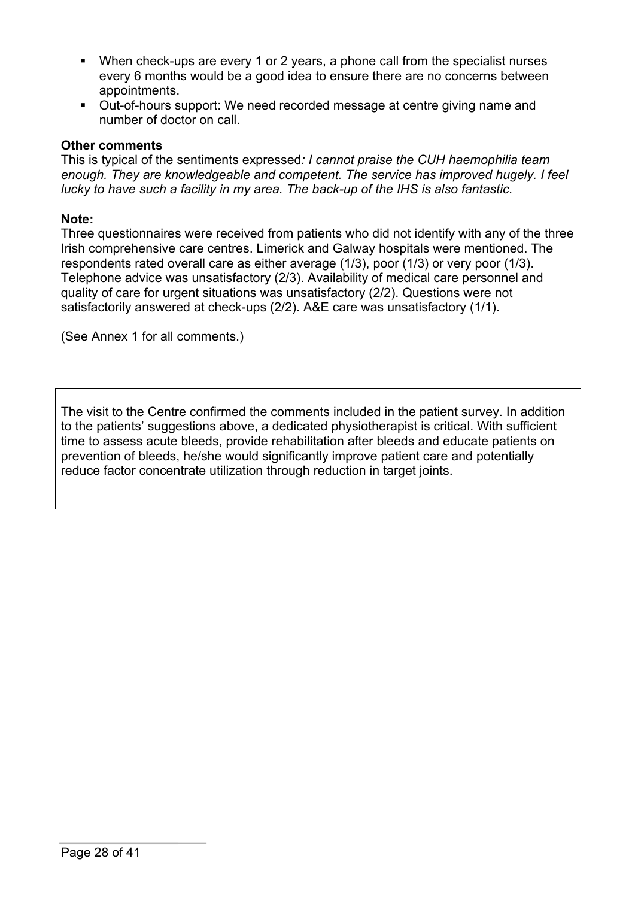- When check-ups are every 1 or 2 years, a phone call from the specialist nurses every 6 months would be a good idea to ensure there are no concerns between appointments.
- Out-of-hours support: We need recorded message at centre giving name and number of doctor on call.

**Other comments**

This is typical of the sentiments expressed*: I cannot praise the CUH haemophilia team enough. They are knowledgeable and competent. The service has improved hugely. I feel lucky to have such a facility in my area. The back-up of the IHS is also fantastic.*

**Note:**

Three questionnaires were received from patients who did not identify with any of the three Irish comprehensive care centres. Limerick and Galway hospitals were mentioned. The respondents rated overall care as either average (1/3), poor (1/3) or very poor (1/3). Telephone advice was unsatisfactory (2/3). Availability of medical care personnel and quality of care for urgent situations was unsatisfactory (2/2). Questions were not satisfactorily answered at check-ups (2/2). A&E care was unsatisfactory (1/1).

(See Annex 1 for all comments.)

The visit to the Centre confirmed the comments included in the patient survey. In addition to the patients' suggestions above, a dedicated physiotherapist is critical. With sufficient time to assess acute bleeds, provide rehabilitation after bleeds and educate patients on prevention of bleeds, he/she would significantly improve patient care and potentially reduce factor concentrate utilization through reduction in target joints.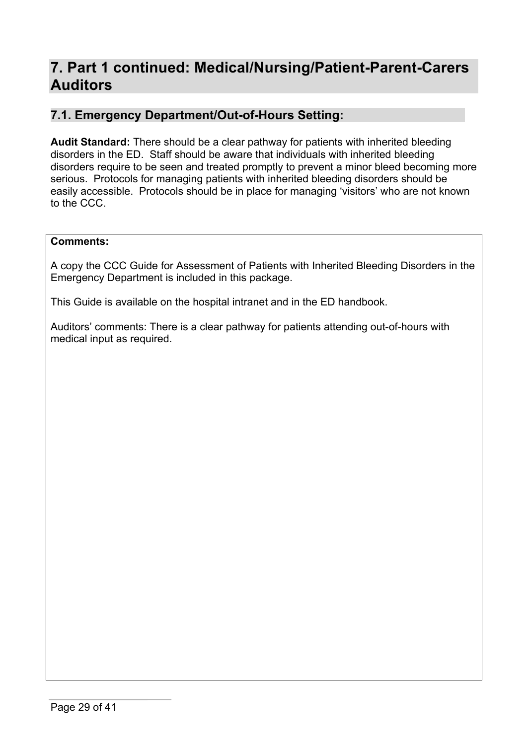# 7. Part 1 continued: Medical/Nursing/Patient-Parent-Carers Auditors

## 7.1. Emergency Department/Out-of-Hours Setting:

**Audit Standard:** There should be a clear pathway for patients with inherited bleeding disorders in the ED. Staff should be aware that individuals with inherited bleeding disorders require to be seen and treated promptly to prevent a minor bleed becoming more serious. Protocols for managing patients with inherited bleeding disorders should be easily accessible. Protocols should be in place for managing 'visitors' who are not known to the CCC.

**Comments:**

A copy the CCC Guide for Assessment of Patients with Inherited Bleeding Disorders in the Emergency Department is included in this package.

This Guide is available on the hospital intranet and in the ED handbook.

Auditors' comments: There is a clear pathway for patients attending out-of-hours with medical input as required.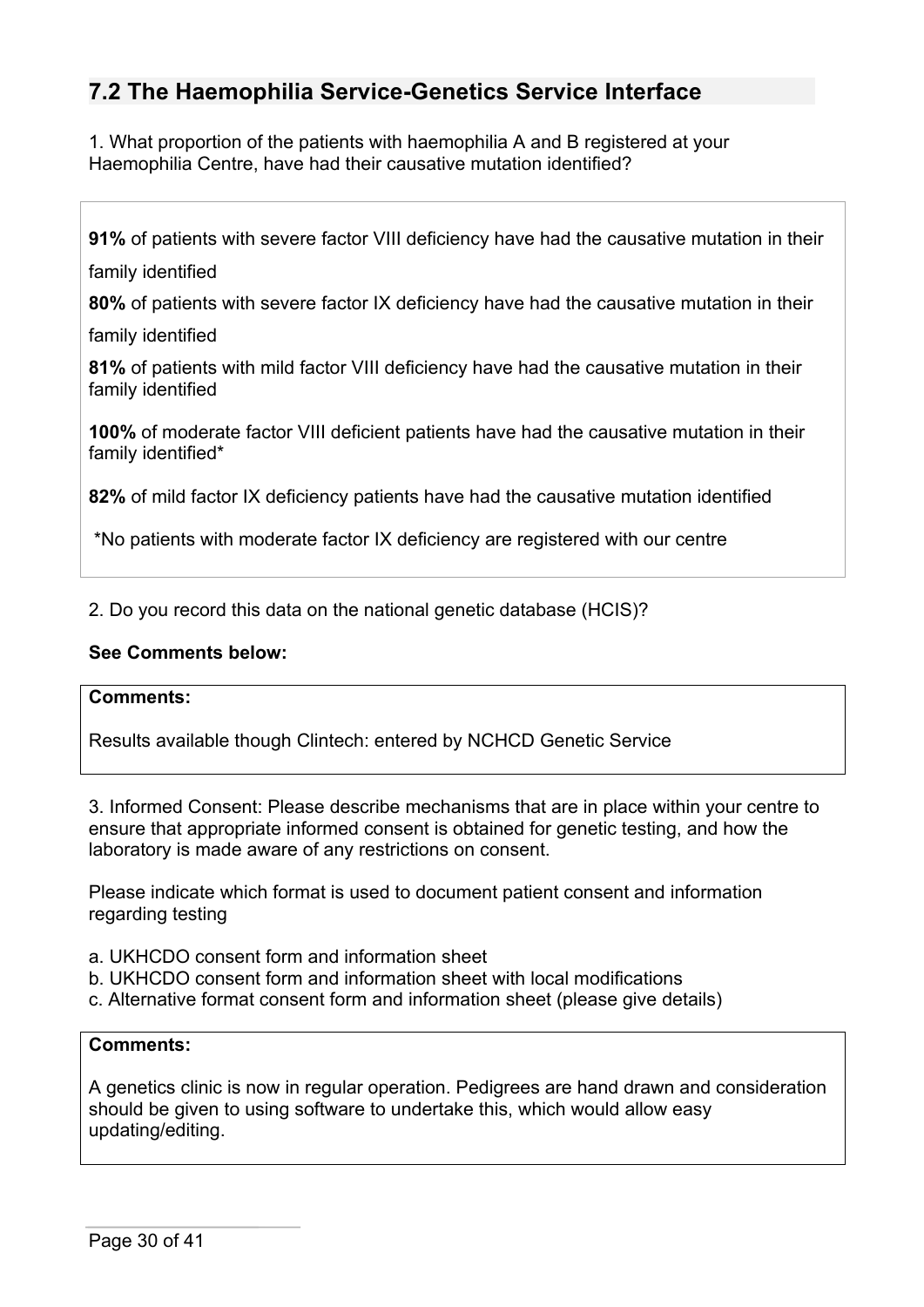## 7.2 The Haemophilia Service-Genetics Service Interface

1. What proportion of the patients with haemophilia A and B registered at your Haemophilia Centre, have had their causative mutation identified?

**91%** of patients with severe factor VIII deficiency have had the causative mutation in their family identified

**80%** of patients with severe factor IX deficiency have had the causative mutation in their family identified

**81%** of patients with mild factor VIII deficiency have had the causative mutation in their family identified

**100%** of moderate factor VIII deficient patients have had the causative mutation in their family identified*

**82%** of mild factor IX deficiency patients have had the causative mutation identified

*No patients with moderate factor IX deficiency are registered with our centre

2. Do you record this data on the national genetic database (HCIS)?

**See Comments below:**

**Comments:**

Results available though Clintech: entered by NCHCD Genetic Service

3. Informed Consent: Please describe mechanisms that are in place within your centre to ensure that appropriate informed consent is obtained for genetic testing, and how the laboratory is made aware of any restrictions on consent.

Please indicate which format is used to document patient consent and information regarding testing

a. UKHCDO consent form and information sheet
b. UKHCDO consent form and information sheet with local modifications
c. Alternative format consent form and information sheet (please give details)

**Comments:**

A genetics clinic is now in regular operation. Pedigrees are hand drawn and consideration should be given to using software to undertake this, which would allow easy updating/editing.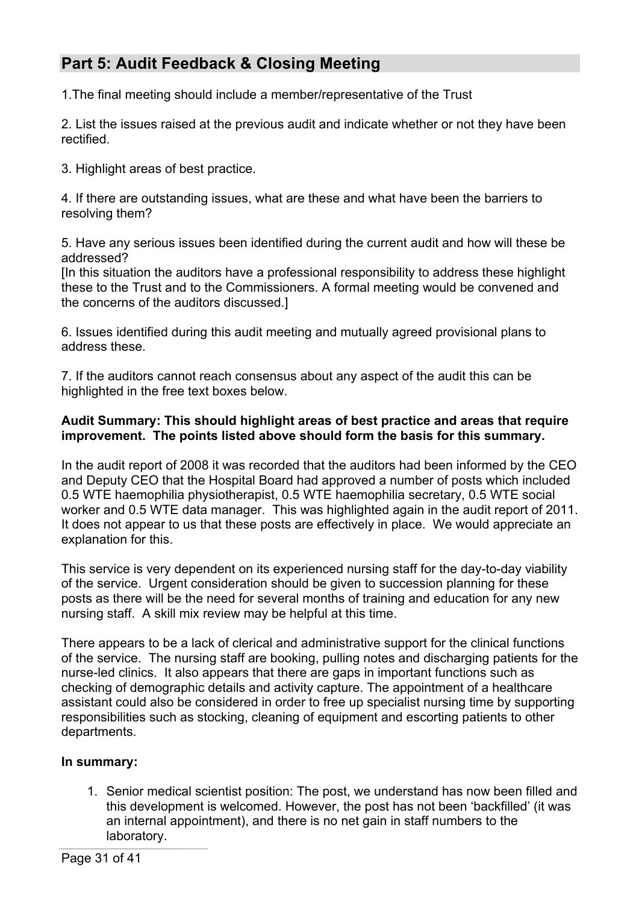## Part 5: Audit Feedback & Closing Meeting

1.The final meeting should include a member/representative of the Trust

2. List the issues raised at the previous audit and indicate whether or not they have been rectified.

3. Highlight areas of best practice.

4. If there are outstanding issues, what are these and what have been the barriers to resolving them?

5. Have any serious issues been identified during the current audit and how will these be addressed?
[In this situation the auditors have a professional responsibility to address these highlight these to the Trust and to the Commissioners. A formal meeting would be convened and the concerns of the auditors discussed.]

6. Issues identified during this audit meeting and mutually agreed provisional plans to address these.

7. If the auditors cannot reach consensus about any aspect of the audit this can be highlighted in the free text boxes below.

**Audit Summary: This should highlight areas of best practice and areas that require improvement. The points listed above should form the basis for this summary.**

In the audit report of 2008 it was recorded that the auditors had been informed by the CEO and Deputy CEO that the Hospital Board had approved a number of posts which included 0.5 WTE haemophilia physiotherapist, 0.5 WTE haemophilia secretary, 0.5 WTE social worker and 0.5 WTE data manager. This was highlighted again in the audit report of 2011. It does not appear to us that these posts are effectively in place. We would appreciate an explanation for this.

This service is very dependent on its experienced nursing staff for the day-to-day viability of the service. Urgent consideration should be given to succession planning for these posts as there will be the need for several months of training and education for any new nursing staff. A skill mix review may be helpful at this time.

There appears to be a lack of clerical and administrative support for the clinical functions of the service. The nursing staff are booking, pulling notes and discharging patients for the nurse-led clinics. It also appears that there are gaps in important functions such as checking of demographic details and activity capture. The appointment of a healthcare assistant could also be considered in order to free up specialist nursing time by supporting responsibilities such as stocking, cleaning of equipment and escorting patients to other departments.

**In summary:**

1. Senior medical scientist position: The post, we understand has now been filled and this development is welcomed. However, the post has not been 'backfilled' (it was an internal appointment), and there is no net gain in staff numbers to the laboratory.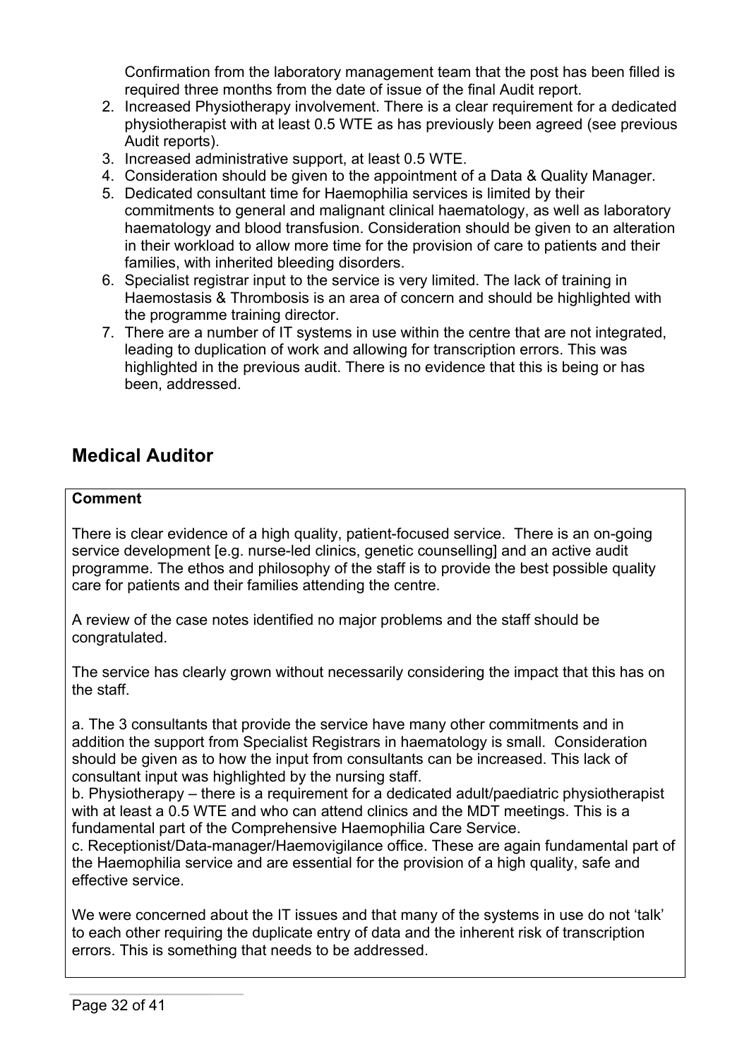Confirmation from the laboratory management team that the post has been filled is required three months from the date of issue of the final Audit report.

2. Increased Physiotherapy involvement. There is a clear requirement for a dedicated physiotherapist with at least 0.5 WTE as has previously been agreed (see previous Audit reports).
3. Increased administrative support, at least 0.5 WTE.
4. Consideration should be given to the appointment of a Data & Quality Manager.
5. Dedicated consultant time for Haemophilia services is limited by their commitments to general and malignant clinical haematology, as well as laboratory haematology and blood transfusion. Consideration should be given to an alteration in their workload to allow more time for the provision of care to patients and their families, with inherited bleeding disorders.
6. Specialist registrar input to the service is very limited. The lack of training in Haemostasis & Thrombosis is an area of concern and should be highlighted with the programme training director.
7. There are a number of IT systems in use within the centre that are not integrated, leading to duplication of work and allowing for transcription errors. This was highlighted in the previous audit. There is no evidence that this is being or has been, addressed.

## Medical Auditor

**Comment**

There is clear evidence of a high quality, patient-focused service. There is an on-going service development [e.g. nurse-led clinics, genetic counselling] and an active audit programme. The ethos and philosophy of the staff is to provide the best possible quality care for patients and their families attending the centre.

A review of the case notes identified no major problems and the staff should be congratulated.

The service has clearly grown without necessarily considering the impact that this has on the staff.

a. The 3 consultants that provide the service have many other commitments and in addition the support from Specialist Registrars in haematology is small. Consideration should be given as to how the input from consultants can be increased. This lack of consultant input was highlighted by the nursing staff.
b. Physiotherapy – there is a requirement for a dedicated adult/paediatric physiotherapist with at least a 0.5 WTE and who can attend clinics and the MDT meetings. This is a fundamental part of the Comprehensive Haemophilia Care Service.
c. Receptionist/Data-manager/Haemovigilance office. These are again fundamental part of the Haemophilia service and are essential for the provision of a high quality, safe and effective service.

We were concerned about the IT issues and that many of the systems in use do not 'talk' to each other requiring the duplicate entry of data and the inherent risk of transcription errors. This is something that needs to be addressed.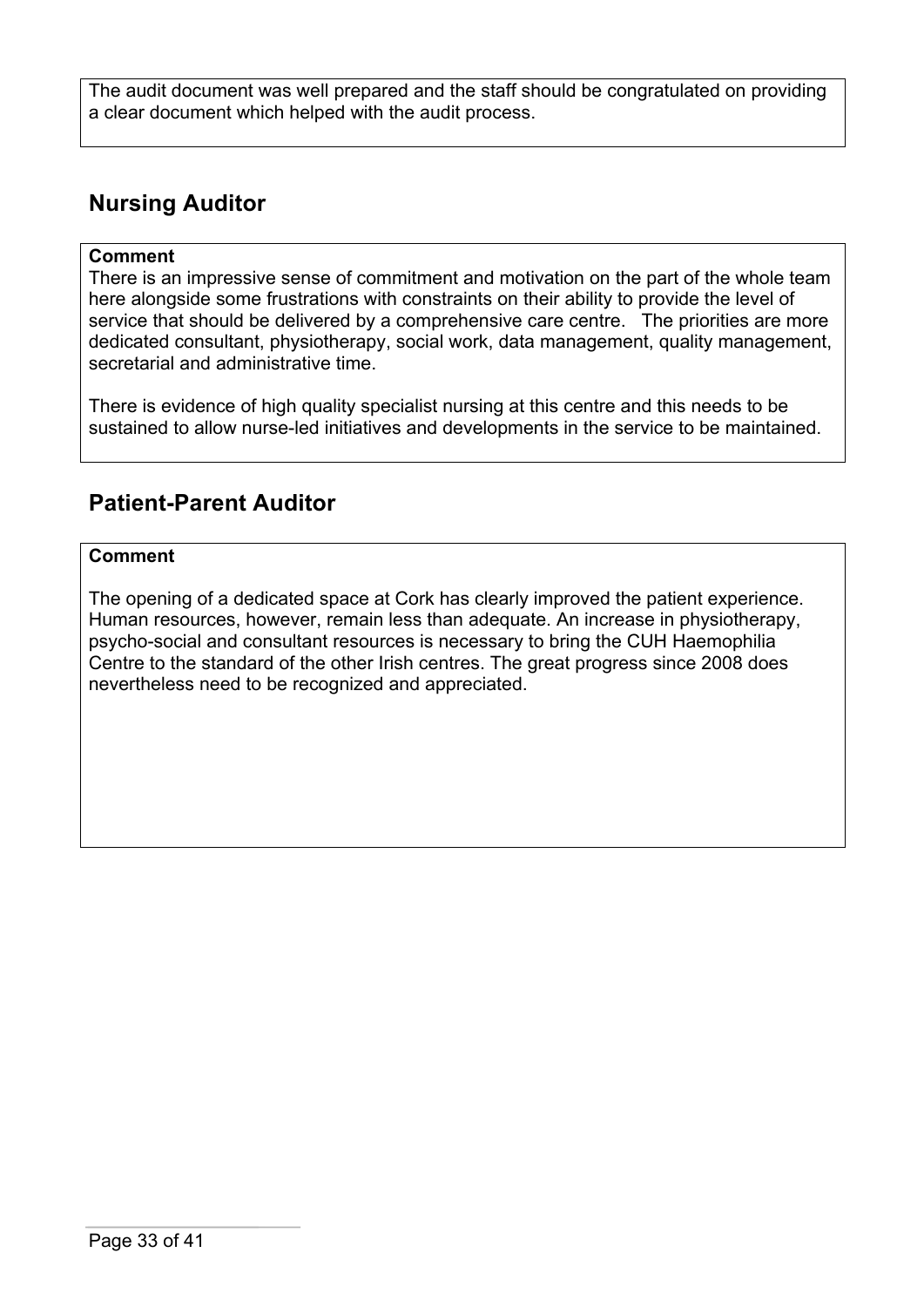The audit document was well prepared and the staff should be congratulated on providing a clear document which helped with the audit process.

## Nursing Auditor

**Comment**

There is an impressive sense of commitment and motivation on the part of the whole team here alongside some frustrations with constraints on their ability to provide the level of service that should be delivered by a comprehensive care centre. The priorities are more dedicated consultant, physiotherapy, social work, data management, quality management, secretarial and administrative time.

There is evidence of high quality specialist nursing at this centre and this needs to be sustained to allow nurse-led initiatives and developments in the service to be maintained.

## Patient-Parent Auditor

**Comment**

The opening of a dedicated space at Cork has clearly improved the patient experience. Human resources, however, remain less than adequate. An increase in physiotherapy, psycho-social and consultant resources is necessary to bring the CUH Haemophilia Centre to the standard of the other Irish centres. The great progress since 2008 does nevertheless need to be recognized and appreciated.